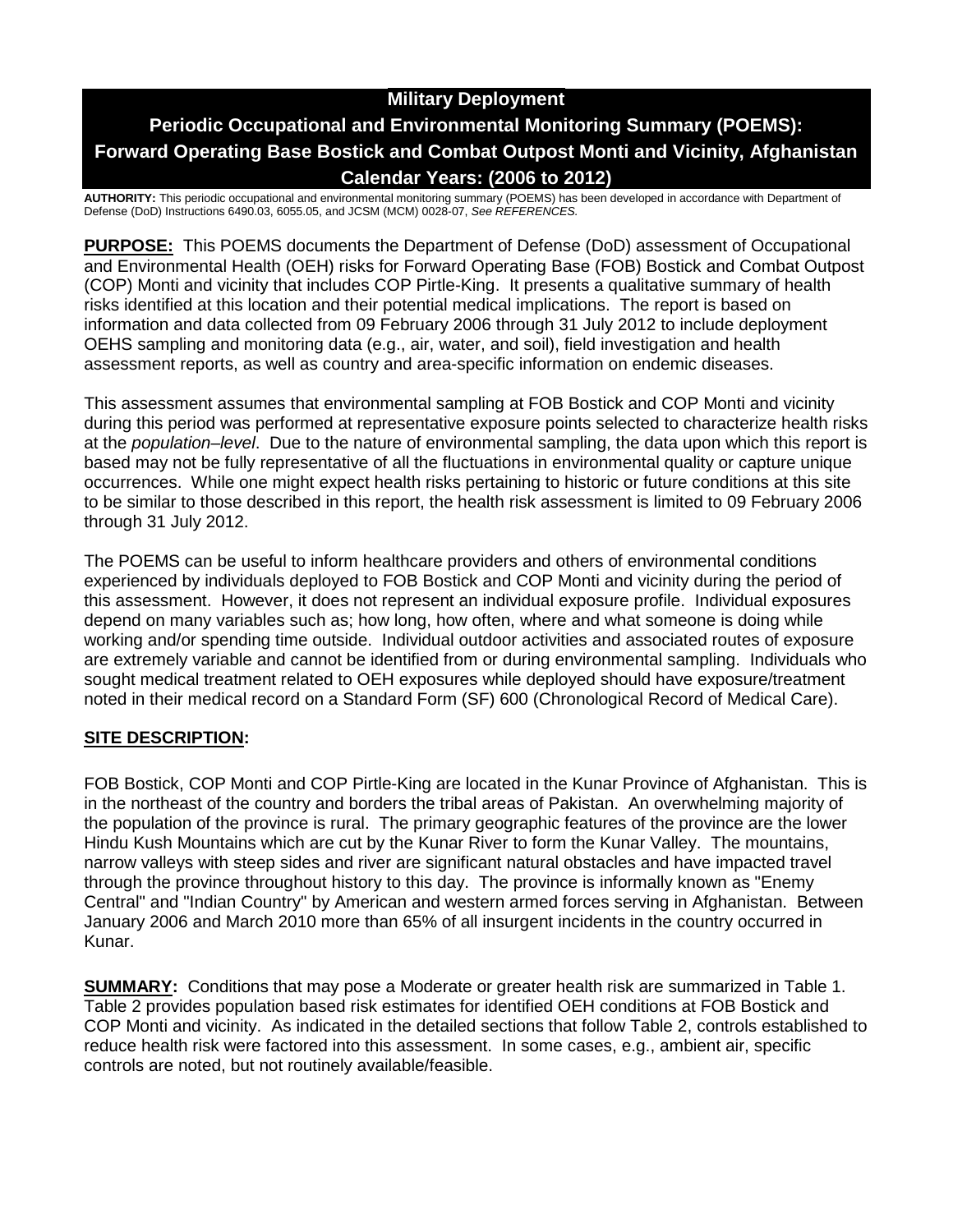# Military Deployment

## Periodic Occupational and Environmental Monitoring Summary (POEMS): Forward Operating Base Bostick and Combat Outpost Monti and Vicinity, Afghanistan Calendar Years: (2006 to 2012)

**AUTHORITY:** This periodic occupational and environmental monitoring summary (POEMS) has been developed in accordance with Department of Defense (DoD) Instructions 6490.03, 6055.05, and JCSM (MCM) 0028-07, *See REFERENCES.*

**PURPOSE:** This POEMS documents the Department of Defense (DoD) assessment of Occupational and Environmental Health (OEH) risks for Forward Operating Base (FOB) Bostick and Combat Outpost (COP) Monti and vicinity that includes COP Pirtle-King. It presents a qualitative summary of health risks identified at this location and their potential medical implications. The report is based on information and data collected from 09 February 2006 through 31 July 2012 to include deployment OEHS sampling and monitoring data (e.g., air, water, and soil), field investigation and health assessment reports, as well as country and area-specific information on endemic diseases.

This assessment assumes that environmental sampling at FOB Bostick and COP Monti and vicinity during this period was performed at representative exposure points selected to characterize health risks at the *population–level*. Due to the nature of environmental sampling, the data upon which this report is based may not be fully representative of all the fluctuations in environmental quality or capture unique occurrences. While one might expect health risks pertaining to historic or future conditions at this site to be similar to those described in this report, the health risk assessment is limited to 09 February 2006 through 31 July 2012.

The POEMS can be useful to inform healthcare providers and others of environmental conditions experienced by individuals deployed to FOB Bostick and COP Monti and vicinity during the period of this assessment. However, it does not represent an individual exposure profile. Individual exposures depend on many variables such as; how long, how often, where and what someone is doing while working and/or spending time outside. Individual outdoor activities and associated routes of exposure are extremely variable and cannot be identified from or during environmental sampling. Individuals who sought medical treatment related to OEH exposures while deployed should have exposure/treatment noted in their medical record on a Standard Form (SF) 600 (Chronological Record of Medical Care).

**SITE DESCRIPTION:**

FOB Bostick, COP Monti and COP Pirtle-King are located in the Kunar Province of Afghanistan. This is in the northeast of the country and borders the tribal areas of Pakistan. An overwhelming majority of the population of the province is rural. The primary geographic features of the province are the lower Hindu Kush Mountains which are cut by the Kunar River to form the Kunar Valley. The mountains, narrow valleys with steep sides and river are significant natural obstacles and have impacted travel through the province throughout history to this day. The province is informally known as "Enemy Central" and "Indian Country" by American and western armed forces serving in Afghanistan. Between January 2006 and March 2010 more than 65% of all insurgent incidents in the country occurred in Kunar.

**SUMMARY:** Conditions that may pose a Moderate or greater health risk are summarized in Table 1. Table 2 provides population based risk estimates for identified OEH conditions at FOB Bostick and COP Monti and vicinity. As indicated in the detailed sections that follow Table 2, controls established to reduce health risk were factored into this assessment. In some cases, e.g., ambient air, specific controls are noted, but not routinely available/feasible.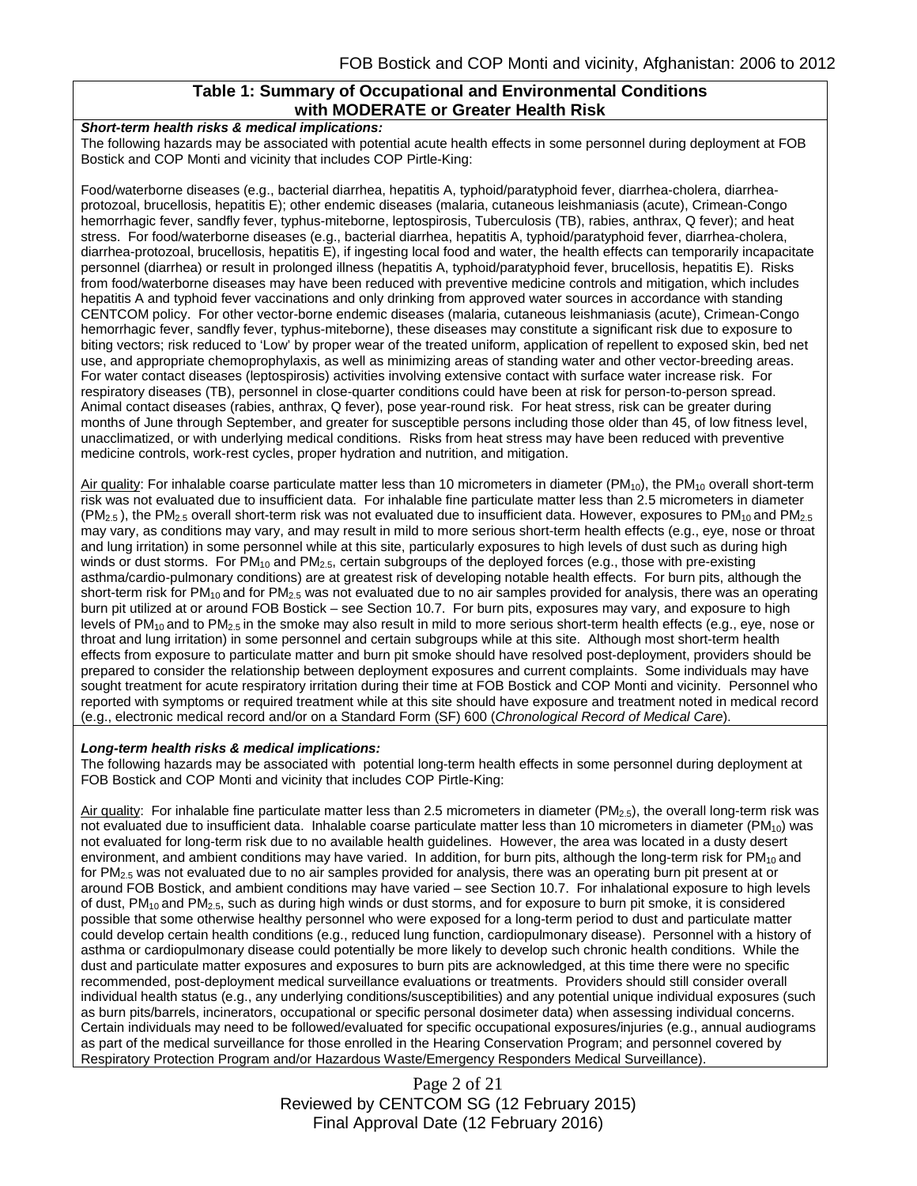## Table 1: Summary of Occupational and Environmental Conditions with MODERATE or Greater Health Risk

***Short-term health risks & medical implications:***

The following hazards may be associated with potential acute health effects in some personnel during deployment at FOB Bostick and COP Monti and vicinity that includes COP Pirtle-King:

Food/waterborne diseases (e.g., bacterial diarrhea, hepatitis A, typhoid/paratyphoid fever, diarrhea-cholera, diarrhea-protozoal, brucellosis, hepatitis E); other endemic diseases (malaria, cutaneous leishmaniasis (acute), Crimean-Congo hemorrhagic fever, sandfly fever, typhus-miteborne, leptospirosis, Tuberculosis (TB), rabies, anthrax, Q fever); and heat stress. For food/waterborne diseases (e.g., bacterial diarrhea, hepatitis A, typhoid/paratyphoid fever, diarrhea-cholera, diarrhea-protozoal, brucellosis, hepatitis E), if ingesting local food and water, the health effects can temporarily incapacitate personnel (diarrhea) or result in prolonged illness (hepatitis A, typhoid/paratyphoid fever, brucellosis, hepatitis E). Risks from food/waterborne diseases may have been reduced with preventive medicine controls and mitigation, which includes hepatitis A and typhoid fever vaccinations and only drinking from approved water sources in accordance with standing CENTCOM policy. For other vector-borne endemic diseases (malaria, cutaneous leishmaniasis (acute), Crimean-Congo hemorrhagic fever, sandfly fever, typhus-miteborne), these diseases may constitute a significant risk due to exposure to biting vectors; risk reduced to 'Low' by proper wear of the treated uniform, application of repellent to exposed skin, bed net use, and appropriate chemoprophylaxis, as well as minimizing areas of standing water and other vector-breeding areas. For water contact diseases (leptospirosis) activities involving extensive contact with surface water increase risk. For respiratory diseases (TB), personnel in close-quarter conditions could have been at risk for person-to-person spread. Animal contact diseases (rabies, anthrax, Q fever), pose year-round risk. For heat stress, risk can be greater during months of June through September, and greater for susceptible persons including those older than 45, of low fitness level, unacclimatized, or with underlying medical conditions. Risks from heat stress may have been reduced with preventive medicine controls, work-rest cycles, proper hydration and nutrition, and mitigation.

Air quality: For inhalable coarse particulate matter less than 10 micrometers in diameter ($PM_{10}$), the $PM_{10}$ overall short-term risk was not evaluated due to insufficient data. For inhalable fine particulate matter less than 2.5 micrometers in diameter ($PM_{2.5}$), the $PM_{2.5}$ overall short-term risk was not evaluated due to insufficient data. However, exposures to $PM_{10}$ and $PM_{2.5}$ may vary, as conditions may vary, and may result in mild to more serious short-term health effects (e.g., eye, nose or throat and lung irritation) in some personnel while at this site, particularly exposures to high levels of dust such as during high winds or dust storms. For $PM_{10}$ and $PM_{2.5}$, certain subgroups of the deployed forces (e.g., those with pre-existing asthma/cardio-pulmonary conditions) are at greatest risk of developing notable health effects. For burn pits, although the short-term risk for $PM_{10}$ and for $PM_{2.5}$ was not evaluated due to no air samples provided for analysis, there was an operating burn pit utilized at or around FOB Bostick – see Section 10.7. For burn pits, exposures may vary, and exposure to high levels of $PM_{10}$ and to $PM_{2.5}$ in the smoke may also result in mild to more serious short-term health effects (e.g., eye, nose or throat and lung irritation) in some personnel and certain subgroups while at this site. Although most short-term health effects from exposure to particulate matter and burn pit smoke should have resolved post-deployment, providers should be prepared to consider the relationship between deployment exposures and current complaints. Some individuals may have sought treatment for acute respiratory irritation during their time at FOB Bostick and COP Monti and vicinity. Personnel who reported with symptoms or required treatment while at this site should have exposure and treatment noted in medical record (e.g., electronic medical record and/or on a Standard Form (SF) 600 (*Chronological Record of Medical Care*).

***Long-term health risks & medical implications:***

The following hazards may be associated with potential long-term health effects in some personnel during deployment at FOB Bostick and COP Monti and vicinity that includes COP Pirtle-King:

Air quality: For inhalable fine particulate matter less than 2.5 micrometers in diameter ($PM_{2.5}$), the overall long-term risk was not evaluated due to insufficient data. Inhalable coarse particulate matter less than 10 micrometers in diameter ($PM_{10}$) was not evaluated for long-term risk due to no available health guidelines. However, the area was located in a dusty desert environment, and ambient conditions may have varied. In addition, for burn pits, although the long-term risk for $PM_{10}$ and for $PM_{2.5}$ was not evaluated due to no air samples provided for analysis, there was an operating burn pit present at or around FOB Bostick, and ambient conditions may have varied – see Section 10.7. For inhalational exposure to high levels of dust, $PM_{10}$ and $PM_{2.5}$, such as during high winds or dust storms, and for exposure to burn pit smoke, it is considered possible that some otherwise healthy personnel who were exposed for a long-term period to dust and particulate matter could develop certain health conditions (e.g., reduced lung function, cardiopulmonary disease). Personnel with a history of asthma or cardiopulmonary disease could potentially be more likely to develop such chronic health conditions. While the dust and particulate matter exposures and exposures to burn pits are acknowledged, at this time there were no specific recommended, post-deployment medical surveillance evaluations or treatments. Providers should still consider overall individual health status (e.g., any underlying conditions/susceptibilities) and any potential unique individual exposures (such as burn pits/barrels, incinerators, occupational or specific personal dosimeter data) when assessing individual concerns. Certain individuals may need to be followed/evaluated for specific occupational exposures/injuries (e.g., annual audiograms as part of the medical surveillance for those enrolled in the Hearing Conservation Program; and personnel covered by Respiratory Protection Program and/or Hazardous Waste/Emergency Responders Medical Surveillance).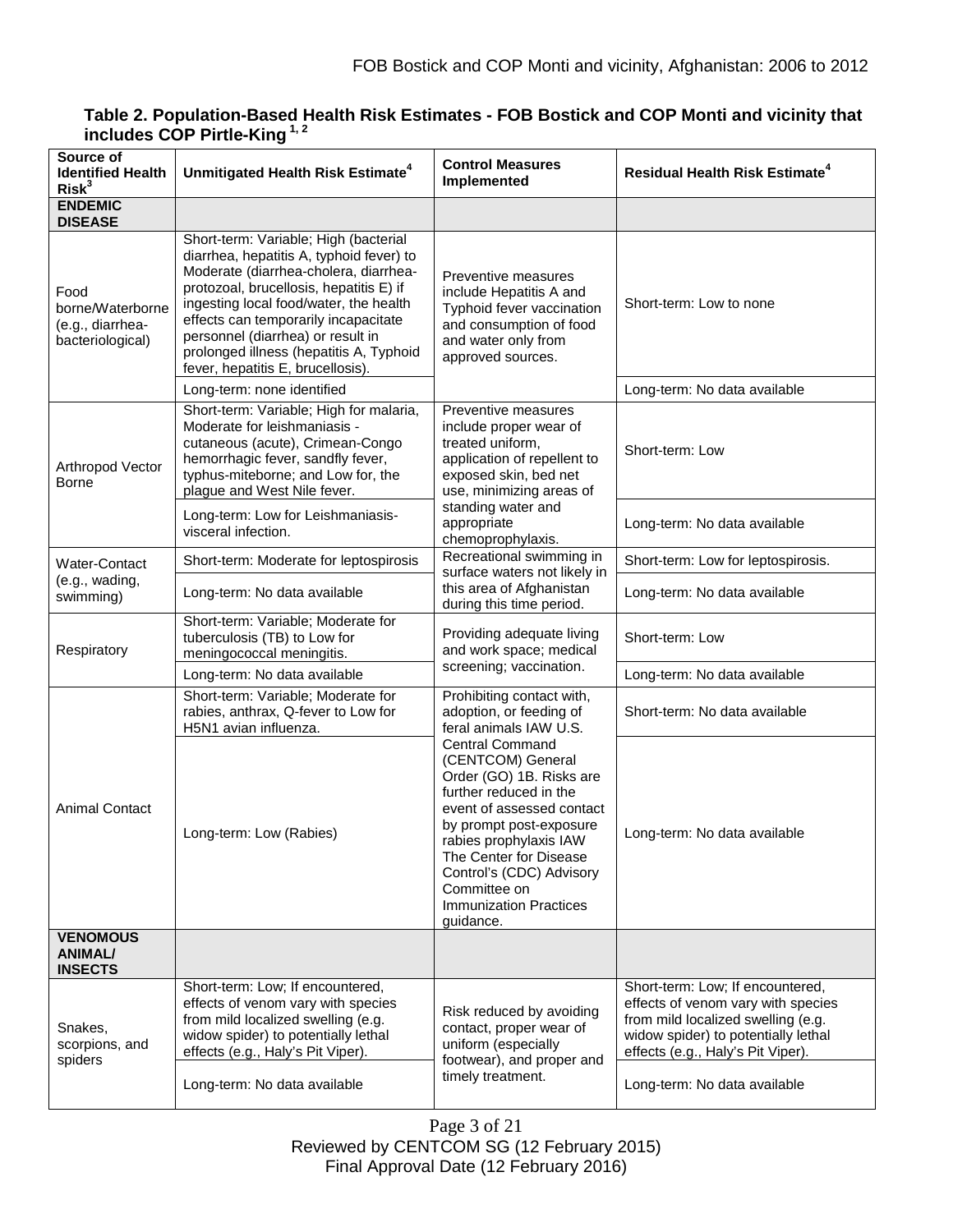**Table 2. Population-Based Health Risk Estimates - FOB Bostick and COP Monti and vicinity that includes COP Pirtle-King [1, 2]**

| Source of Identified Health Risk[3] | Unmitigated Health Risk Estimate[4] | Control Measures Implemented | Residual Health Risk Estimate[4] |
|---|---|---|---|
| **ENDEMIC DISEASE** | | | |
| Food borne/Waterborne (e.g., diarrhea-bacteriological) | Short-term: Variable; High (bacterial diarrhea, hepatitis A, typhoid fever) to Moderate (diarrhea-cholera, diarrhea-protozoal, brucellosis, hepatitis E) if ingesting local food/water, the health effects can temporarily incapacitate personnel (diarrhea) or result in prolonged illness (hepatitis A, Typhoid fever, hepatitis E, brucellosis). | Preventive measures include Hepatitis A and Typhoid fever vaccination and consumption of food and water only from approved sources. | Short-term: Low to none |
| | Long-term: none identified | | Long-term: No data available |
| Arthropod Vector Borne | Short-term: Variable; High for malaria, Moderate for leishmaniasis - cutaneous (acute), Crimean-Congo hemorrhagic fever, sandfly fever, typhus-miteborne; and Low for, the plague and West Nile fever. | Preventive measures include proper wear of treated uniform, application of repellent to exposed skin, bed net use, minimizing areas of standing water and appropriate chemoprophylaxis. | Short-term: Low |
| | Long-term: Low for Leishmaniasis-visceral infection. | | Long-term: No data available |
| Water-Contact (e.g., wading, swimming) | Short-term: Moderate for leptospirosis | Recreational swimming in surface waters not likely in this area of Afghanistan during this time period. | Short-term: Low for leptospirosis. |
| | Long-term: No data available | | Long-term: No data available |
| Respiratory | Short-term: Variable; Moderate for tuberculosis (TB) to Low for meningococcal meningitis. | Providing adequate living and work space; medical screening; vaccination. | Short-term: Low |
| | Long-term: No data available | | Long-term: No data available |
| Animal Contact | Short-term: Variable; Moderate for rabies, anthrax, Q-fever to Low for H5N1 avian influenza. | Prohibiting contact with, adoption, or feeding of feral animals IAW U.S. Central Command (CENTCOM) General Order (GO) 1B. Risks are further reduced in the event of assessed contact by prompt post-exposure rabies prophylaxis IAW The Center for Disease Control's (CDC) Advisory Committee on Immunization Practices guidance. | Short-term: No data available |
| | Long-term: Low (Rabies) | | Long-term: No data available |
| **VENOMOUS ANIMAL/ INSECTS** | | | |
| Snakes, scorpions, and spiders | Short-term: Low; If encountered, effects of venom vary with species from mild localized swelling (e.g. widow spider) to potentially lethal effects (e.g., Haly's Pit Viper). | Risk reduced by avoiding contact, proper wear of uniform (especially footwear), and proper and timely treatment. | Short-term: Low; If encountered, effects of venom vary with species from mild localized swelling (e.g. widow spider) to potentially lethal effects (e.g., Haly's Pit Viper). |
| | Long-term: No data available | | Long-term: No data available |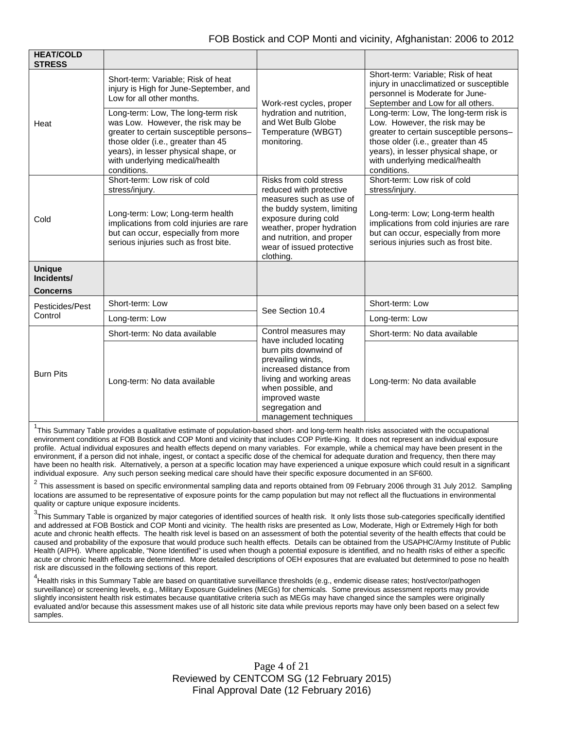| **HEAT/COLD STRESS** | | | |
|---|---|---|---|
| Heat | Short-term: Variable; Risk of heat injury is High for June-September, and Low for all other months. | Work-rest cycles, proper hydration and nutrition, and Wet Bulb Globe Temperature (WBGT) monitoring. | Short-term: Variable; Risk of heat injury in unacclimatized or susceptible personnel is Moderate for June-September and Low for all others. |
| | Long-term: Low, The long-term risk was Low. However, the risk may be greater to certain susceptible persons–those older (i.e., greater than 45 years), in lesser physical shape, or with underlying medical/health conditions. | | Long-term: Low, The long-term risk is Low. However, the risk may be greater to certain susceptible persons–those older (i.e., greater than 45 years), in lesser physical shape, or with underlying medical/health conditions. |
| Cold | Short-term: Low risk of cold stress/injury. | Risks from cold stress reduced with protective measures such as use of the buddy system, limiting exposure during cold weather, proper hydration and nutrition, and proper wear of issued protective clothing. | Short-term: Low risk of cold stress/injury. |
| | Long-term: Low; Long-term health implications from cold injuries are rare but can occur, especially from more serious injuries such as frost bite. | | Long-term: Low; Long-term health implications from cold injuries are rare but can occur, especially from more serious injuries such as frost bite. |
| **Unique Incidents/ Concerns** | | | |
| Pesticides/Pest Control | Short-term: Low | See Section 10.4 | Short-term: Low |
| | Long-term: Low | | Long-term: Low |
| Burn Pits | Short-term: No data available | Control measures may have included locating burn pits downwind of prevailing winds, increased distance from living and working areas when possible, and improved waste segregation and management techniques | Short-term: No data available |
| | Long-term: No data available | | Long-term: No data available |

[1]This Summary Table provides a qualitative estimate of population-based short- and long-term health risks associated with the occupational environment conditions at FOB Bostick and COP Monti and vicinity that includes COP Pirtle-King. It does not represent an individual exposure profile. Actual individual exposures and health effects depend on many variables. For example, while a chemical may have been present in the environment, if a person did not inhale, ingest, or contact a specific dose of the chemical for adequate duration and frequency, then there may have been no health risk. Alternatively, a person at a specific location may have experienced a unique exposure which could result in a significant individual exposure. Any such person seeking medical care should have their specific exposure documented in an SF600.

[2] This assessment is based on specific environmental sampling data and reports obtained from 09 February 2006 through 31 July 2012. Sampling locations are assumed to be representative of exposure points for the camp population but may not reflect all the fluctuations in environmental quality or capture unique exposure incidents.

[3]This Summary Table is organized by major categories of identified sources of health risk. It only lists those sub-categories specifically identified and addressed at FOB Bostick and COP Monti and vicinity. The health risks are presented as Low, Moderate, High or Extremely High for both acute and chronic health effects. The health risk level is based on an assessment of both the potential severity of the health effects that could be caused and probability of the exposure that would produce such health effects. Details can be obtained from the USAPHC/Army Institute of Public Health (AIPH). Where applicable, "None Identified" is used when though a potential exposure is identified, and no health risks of either a specific acute or chronic health effects are determined. More detailed descriptions of OEH exposures that are evaluated but determined to pose no health risk are discussed in the following sections of this report.

[4]Health risks in this Summary Table are based on quantitative surveillance thresholds (e.g., endemic disease rates; host/vector/pathogen surveillance) or screening levels, e.g., Military Exposure Guidelines (MEGs) for chemicals*.* Some previous assessment reports may provide slightly inconsistent health risk estimates because quantitative criteria such as MEGs may have changed since the samples were originally evaluated and/or because this assessment makes use of all historic site data while previous reports may have only been based on a select few samples.

Reviewed by CENTCOM SG (12 February 2015)
Final Approval Date (12 February 2016)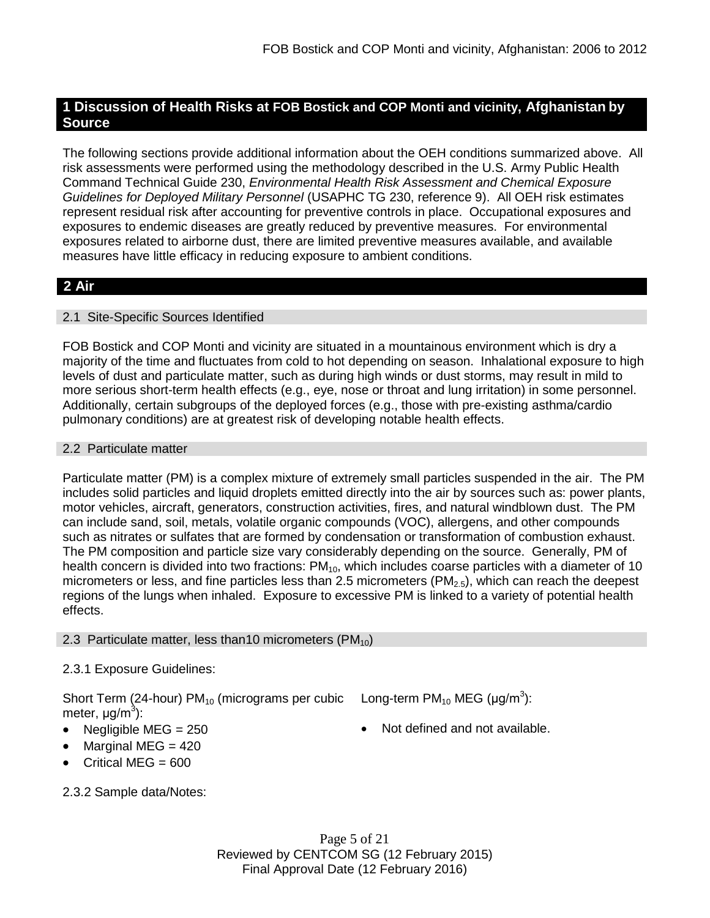## 1 Discussion of Health Risks at FOB Bostick and COP Monti and vicinity, Afghanistan by Source

The following sections provide additional information about the OEH conditions summarized above. All risk assessments were performed using the methodology described in the U.S. Army Public Health Command Technical Guide 230, *Environmental Health Risk Assessment and Chemical Exposure Guidelines for Deployed Military Personnel* (USAPHC TG 230, reference 9). All OEH risk estimates represent residual risk after accounting for preventive controls in place. Occupational exposures and exposures to endemic diseases are greatly reduced by preventive measures. For environmental exposures related to airborne dust, there are limited preventive measures available, and available measures have little efficacy in reducing exposure to ambient conditions.

## 2 Air

### 2.1 Site-Specific Sources Identified

FOB Bostick and COP Monti and vicinity are situated in a mountainous environment which is dry a majority of the time and fluctuates from cold to hot depending on season. Inhalational exposure to high levels of dust and particulate matter, such as during high winds or dust storms, may result in mild to more serious short-term health effects (e.g., eye, nose or throat and lung irritation) in some personnel. Additionally, certain subgroups of the deployed forces (e.g., those with pre-existing asthma/cardio pulmonary conditions) are at greatest risk of developing notable health effects.

### 2.2 Particulate matter

Particulate matter (PM) is a complex mixture of extremely small particles suspended in the air. The PM includes solid particles and liquid droplets emitted directly into the air by sources such as: power plants, motor vehicles, aircraft, generators, construction activities, fires, and natural windblown dust. The PM can include sand, soil, metals, volatile organic compounds (VOC), allergens, and other compounds such as nitrates or sulfates that are formed by condensation or transformation of combustion exhaust. The PM composition and particle size vary considerably depending on the source. Generally, PM of health concern is divided into two fractions: $PM_{10}$, which includes coarse particles with a diameter of 10 micrometers or less, and fine particles less than 2.5 micrometers ($PM_{2.5}$), which can reach the deepest regions of the lungs when inhaled. Exposure to excessive PM is linked to a variety of potential health effects.

### 2.3 Particulate matter, less than10 micrometers ($PM_{10}$)

2.3.1 Exposure Guidelines:

Short Term (24-hour) $PM_{10}$ (micrograms per cubic meter, $\mu g/m^3$):

- Negligible MEG = 250
- Marginal MEG = 420
- Critical MEG = 600

Long-term $PM_{10}$ MEG ($\mu g/m^3$):

- Not defined and not available.

2.3.2 Sample data/Notes: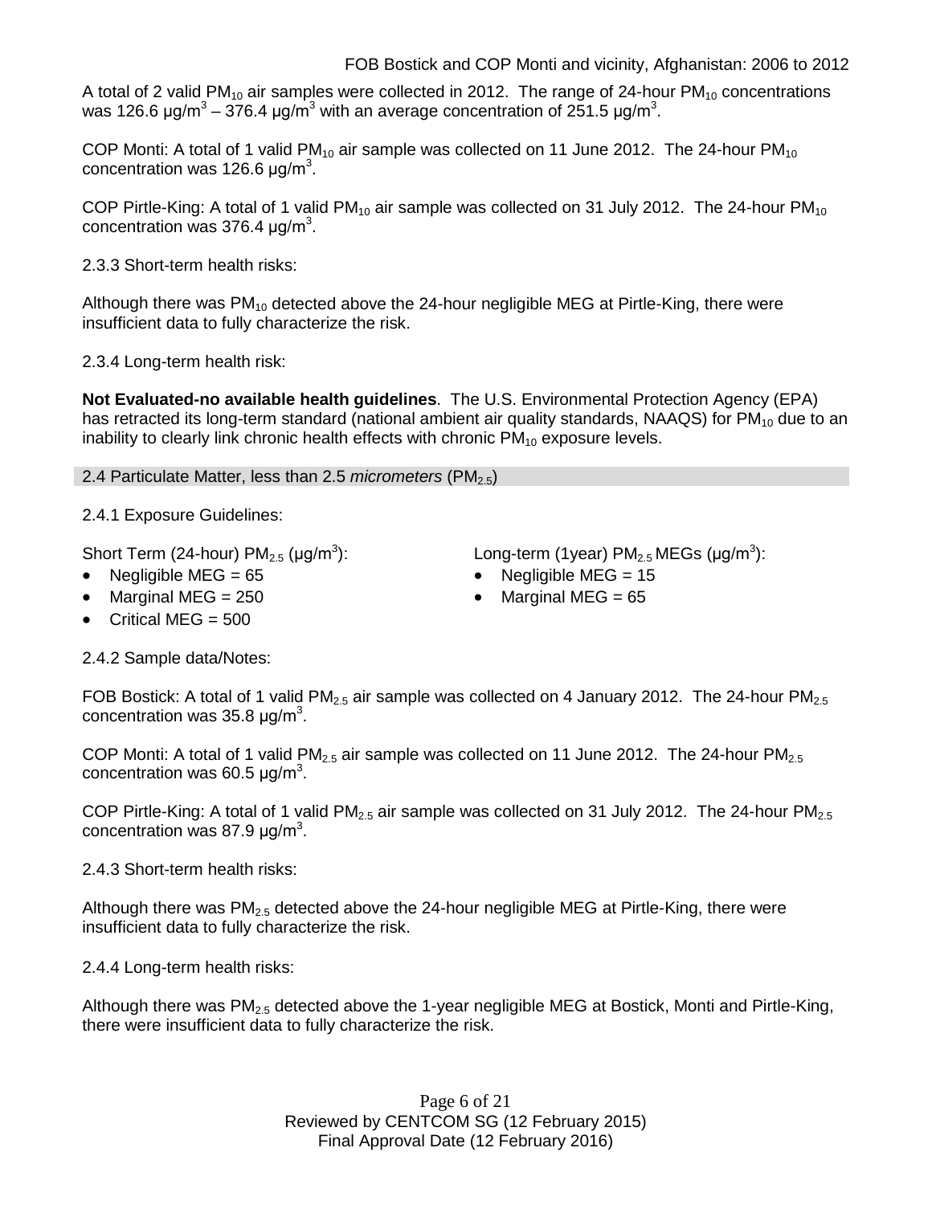A total of 2 valid $PM_{10}$ air samples were collected in 2012. The range of 24-hour $PM_{10}$ concentrations was 126.6 μg/$m^3$ – 376.4 μg/$m^3$ with an average concentration of 251.5 μg/$m^3$.

COP Monti: A total of 1 valid $PM_{10}$ air sample was collected on 11 June 2012. The 24-hour $PM_{10}$ concentration was 126.6 μg/$m^3$.

COP Pirtle-King: A total of 1 valid $PM_{10}$ air sample was collected on 31 July 2012. The 24-hour $PM_{10}$ concentration was 376.4 μg/$m^3$.

2.3.3 Short-term health risks:

Although there was $PM_{10}$ detected above the 24-hour negligible MEG at Pirtle-King, there were insufficient data to fully characterize the risk.

2.3.4 Long-term health risk:

**Not Evaluated-no available health guidelines**. The U.S. Environmental Protection Agency (EPA) has retracted its long-term standard (national ambient air quality standards, NAAQS) for $PM_{10}$ due to an inability to clearly link chronic health effects with chronic $PM_{10}$ exposure levels.

## 2.4 Particulate Matter, less than 2.5 *micrometers* ($PM_{2.5}$)

2.4.1 Exposure Guidelines:

Short Term (24-hour) $PM_{2.5}$ (μg/$m^3$):

- Negligible MEG = 65
- Marginal MEG = 250
- Critical MEG = 500

Long-term (1year) $PM_{2.5}$ MEGs (μg/$m^3$):

- Negligible MEG = 15
- Marginal MEG = 65

2.4.2 Sample data/Notes:

FOB Bostick: A total of 1 valid $PM_{2.5}$ air sample was collected on 4 January 2012. The 24-hour $PM_{2.5}$ concentration was 35.8 μg/$m^3$.

COP Monti: A total of 1 valid $PM_{2.5}$ air sample was collected on 11 June 2012. The 24-hour $PM_{2.5}$ concentration was 60.5 μg/$m^3$.

COP Pirtle-King: A total of 1 valid $PM_{2.5}$ air sample was collected on 31 July 2012. The 24-hour $PM_{2.5}$ concentration was 87.9 μg/$m^3$.

2.4.3 Short-term health risks:

Although there was $PM_{2.5}$ detected above the 24-hour negligible MEG at Pirtle-King, there were insufficient data to fully characterize the risk.

2.4.4 Long-term health risks:

Although there was $PM_{2.5}$ detected above the 1-year negligible MEG at Bostick, Monti and Pirtle-King, there were insufficient data to fully characterize the risk.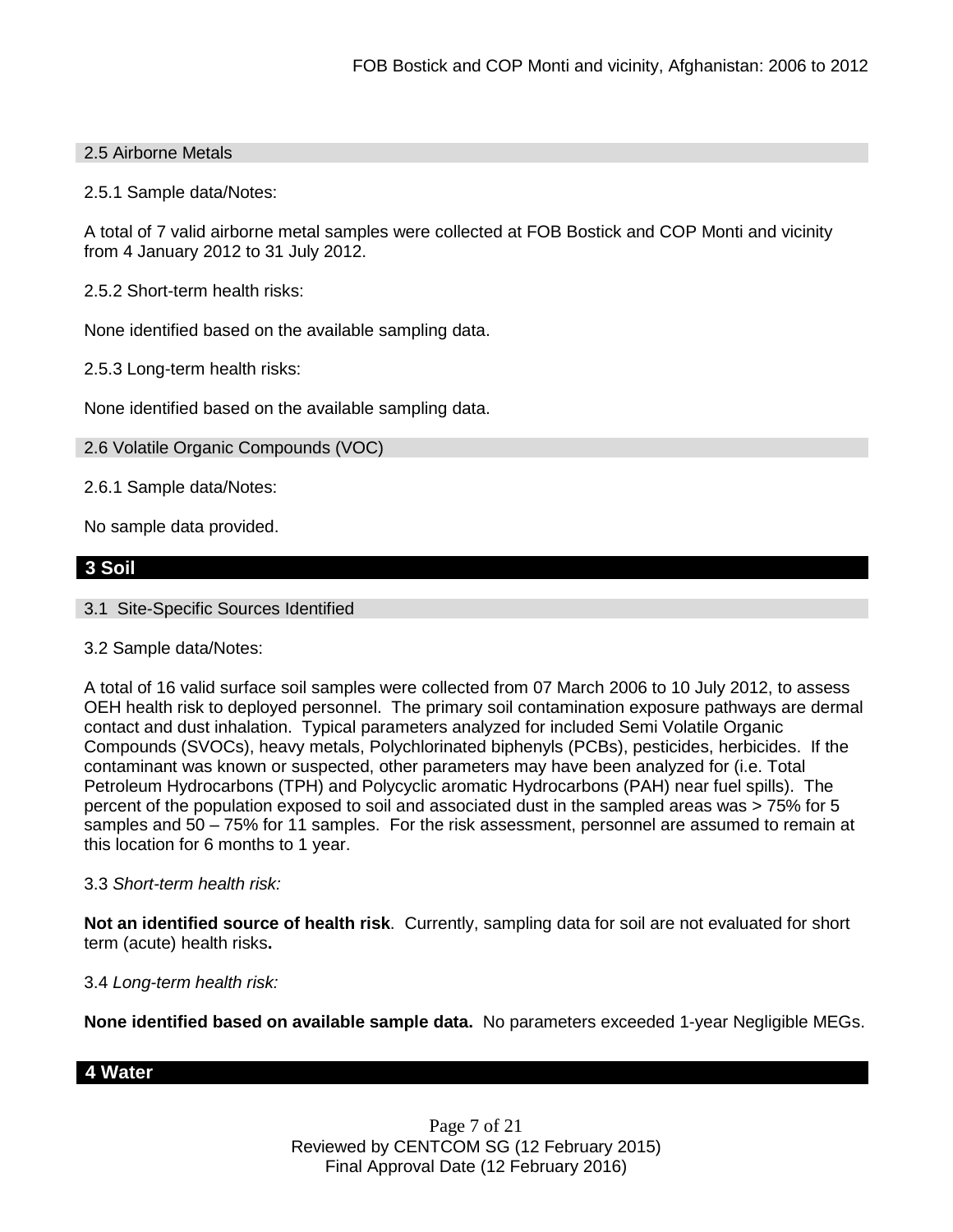### 2.5 Airborne Metals

2.5.1 Sample data/Notes:

A total of 7 valid airborne metal samples were collected at FOB Bostick and COP Monti and vicinity from 4 January 2012 to 31 July 2012.

2.5.2 Short-term health risks:

None identified based on the available sampling data.

2.5.3 Long-term health risks:

None identified based on the available sampling data.

### 2.6 Volatile Organic Compounds (VOC)

2.6.1 Sample data/Notes:

No sample data provided.

## 3 Soil

### 3.1 Site-Specific Sources Identified

3.2 Sample data/Notes:

A total of 16 valid surface soil samples were collected from 07 March 2006 to 10 July 2012, to assess OEH health risk to deployed personnel. The primary soil contamination exposure pathways are dermal contact and dust inhalation. Typical parameters analyzed for included Semi Volatile Organic Compounds (SVOCs), heavy metals, Polychlorinated biphenyls (PCBs), pesticides, herbicides. If the contaminant was known or suspected, other parameters may have been analyzed for (i.e. Total Petroleum Hydrocarbons (TPH) and Polycyclic aromatic Hydrocarbons (PAH) near fuel spills). The percent of the population exposed to soil and associated dust in the sampled areas was > 75% for 5 samples and 50 – 75% for 11 samples. For the risk assessment, personnel are assumed to remain at this location for 6 months to 1 year.

3.3 *Short-term health risk:*

**Not an identified source of health risk**. Currently, sampling data for soil are not evaluated for short term (acute) health risks**.**

3.4 *Long-term health risk:*

**None identified based on available sample data.** No parameters exceeded 1-year Negligible MEGs.

## 4 Water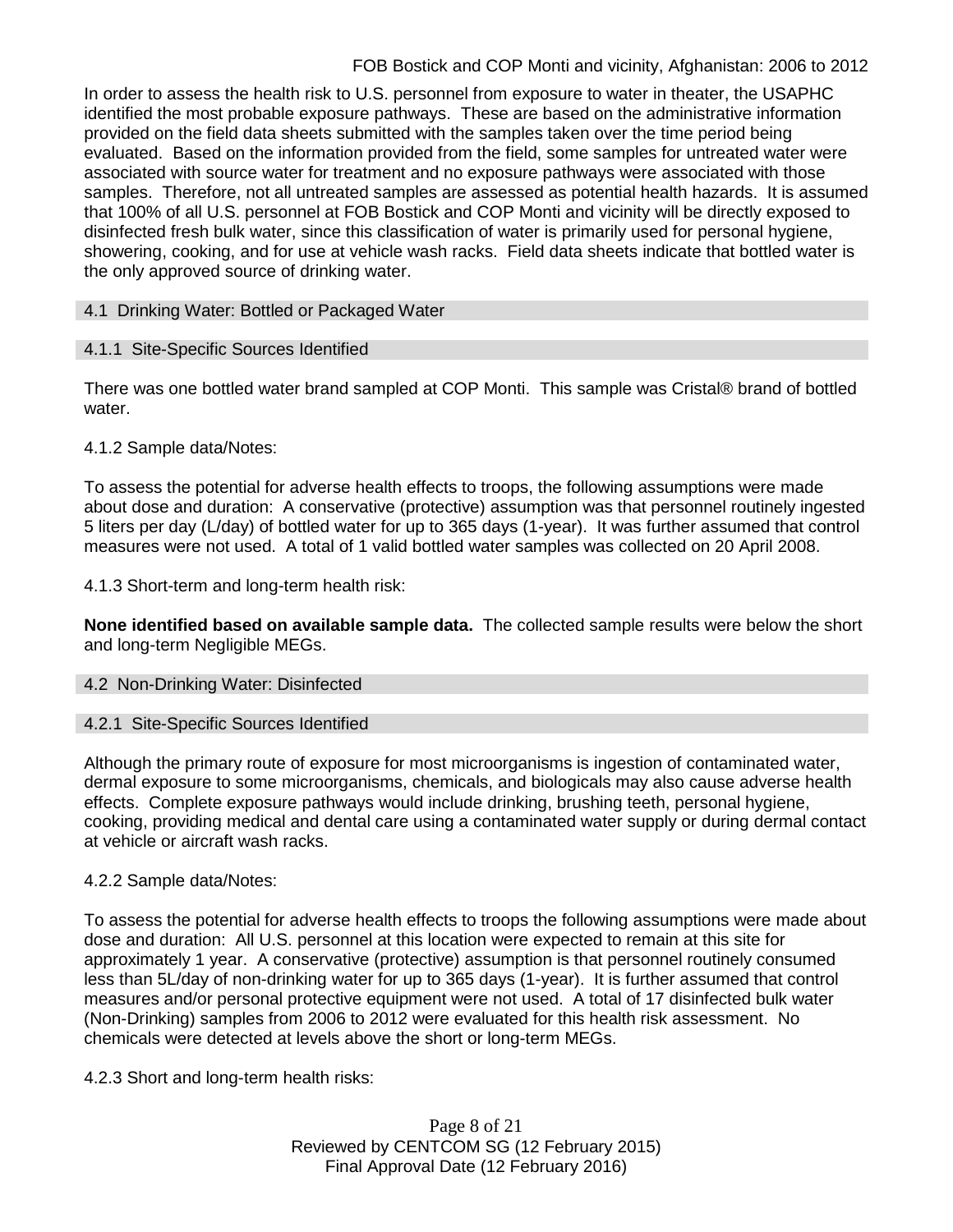In order to assess the health risk to U.S. personnel from exposure to water in theater, the USAPHC identified the most probable exposure pathways. These are based on the administrative information provided on the field data sheets submitted with the samples taken over the time period being evaluated. Based on the information provided from the field, some samples for untreated water were associated with source water for treatment and no exposure pathways were associated with those samples. Therefore, not all untreated samples are assessed as potential health hazards. It is assumed that 100% of all U.S. personnel at FOB Bostick and COP Monti and vicinity will be directly exposed to disinfected fresh bulk water, since this classification of water is primarily used for personal hygiene, showering, cooking, and for use at vehicle wash racks. Field data sheets indicate that bottled water is the only approved source of drinking water.

## 4.1 Drinking Water: Bottled or Packaged Water

### 4.1.1 Site-Specific Sources Identified

There was one bottled water brand sampled at COP Monti. This sample was Cristal® brand of bottled water.

4.1.2 Sample data/Notes:

To assess the potential for adverse health effects to troops, the following assumptions were made about dose and duration: A conservative (protective) assumption was that personnel routinely ingested 5 liters per day (L/day) of bottled water for up to 365 days (1-year). It was further assumed that control measures were not used. A total of 1 valid bottled water samples was collected on 20 April 2008.

4.1.3 Short-term and long-term health risk:

**None identified based on available sample data.** The collected sample results were below the short and long-term Negligible MEGs.

## 4.2 Non-Drinking Water: Disinfected

### 4.2.1 Site-Specific Sources Identified

Although the primary route of exposure for most microorganisms is ingestion of contaminated water, dermal exposure to some microorganisms, chemicals, and biologicals may also cause adverse health effects. Complete exposure pathways would include drinking, brushing teeth, personal hygiene, cooking, providing medical and dental care using a contaminated water supply or during dermal contact at vehicle or aircraft wash racks.

4.2.2 Sample data/Notes:

To assess the potential for adverse health effects to troops the following assumptions were made about dose and duration: All U.S. personnel at this location were expected to remain at this site for approximately 1 year. A conservative (protective) assumption is that personnel routinely consumed less than 5L/day of non-drinking water for up to 365 days (1-year). It is further assumed that control measures and/or personal protective equipment were not used. A total of 17 disinfected bulk water (Non-Drinking) samples from 2006 to 2012 were evaluated for this health risk assessment. No chemicals were detected at levels above the short or long-term MEGs.

4.2.3 Short and long-term health risks: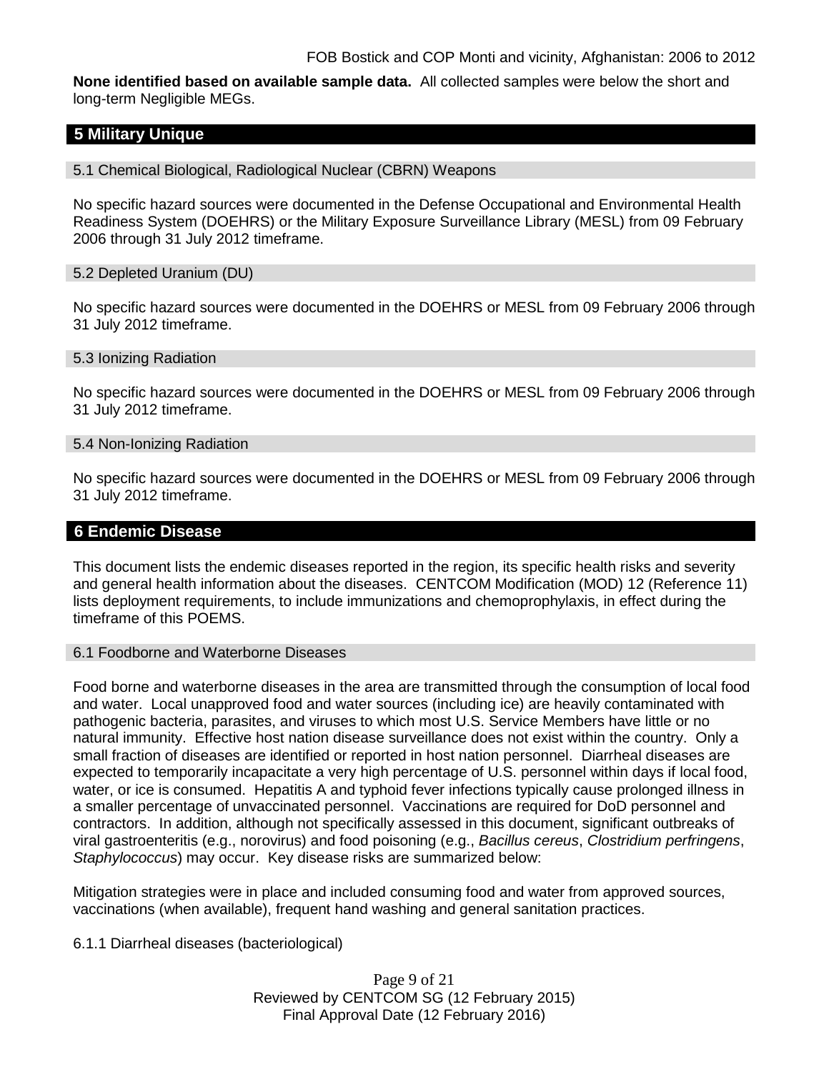**None identified based on available sample data.** All collected samples were below the short and long-term Negligible MEGs.

## 5 Military Unique

### 5.1 Chemical Biological, Radiological Nuclear (CBRN) Weapons

No specific hazard sources were documented in the Defense Occupational and Environmental Health Readiness System (DOEHRS) or the Military Exposure Surveillance Library (MESL) from 09 February 2006 through 31 July 2012 timeframe.

### 5.2 Depleted Uranium (DU)

No specific hazard sources were documented in the DOEHRS or MESL from 09 February 2006 through 31 July 2012 timeframe.

### 5.3 Ionizing Radiation

No specific hazard sources were documented in the DOEHRS or MESL from 09 February 2006 through 31 July 2012 timeframe.

### 5.4 Non-Ionizing Radiation

No specific hazard sources were documented in the DOEHRS or MESL from 09 February 2006 through 31 July 2012 timeframe.

## 6 Endemic Disease

This document lists the endemic diseases reported in the region, its specific health risks and severity and general health information about the diseases. CENTCOM Modification (MOD) 12 (Reference 11) lists deployment requirements, to include immunizations and chemoprophylaxis, in effect during the timeframe of this POEMS.

### 6.1 Foodborne and Waterborne Diseases

Food borne and waterborne diseases in the area are transmitted through the consumption of local food and water. Local unapproved food and water sources (including ice) are heavily contaminated with pathogenic bacteria, parasites, and viruses to which most U.S. Service Members have little or no natural immunity. Effective host nation disease surveillance does not exist within the country. Only a small fraction of diseases are identified or reported in host nation personnel. Diarrheal diseases are expected to temporarily incapacitate a very high percentage of U.S. personnel within days if local food, water, or ice is consumed. Hepatitis A and typhoid fever infections typically cause prolonged illness in a smaller percentage of unvaccinated personnel. Vaccinations are required for DoD personnel and contractors. In addition, although not specifically assessed in this document, significant outbreaks of viral gastroenteritis (e.g., norovirus) and food poisoning (e.g., *Bacillus cereus*, *Clostridium perfringens*, *Staphylococcus*) may occur. Key disease risks are summarized below:

Mitigation strategies were in place and included consuming food and water from approved sources, vaccinations (when available), frequent hand washing and general sanitation practices.

6.1.1 Diarrheal diseases (bacteriological)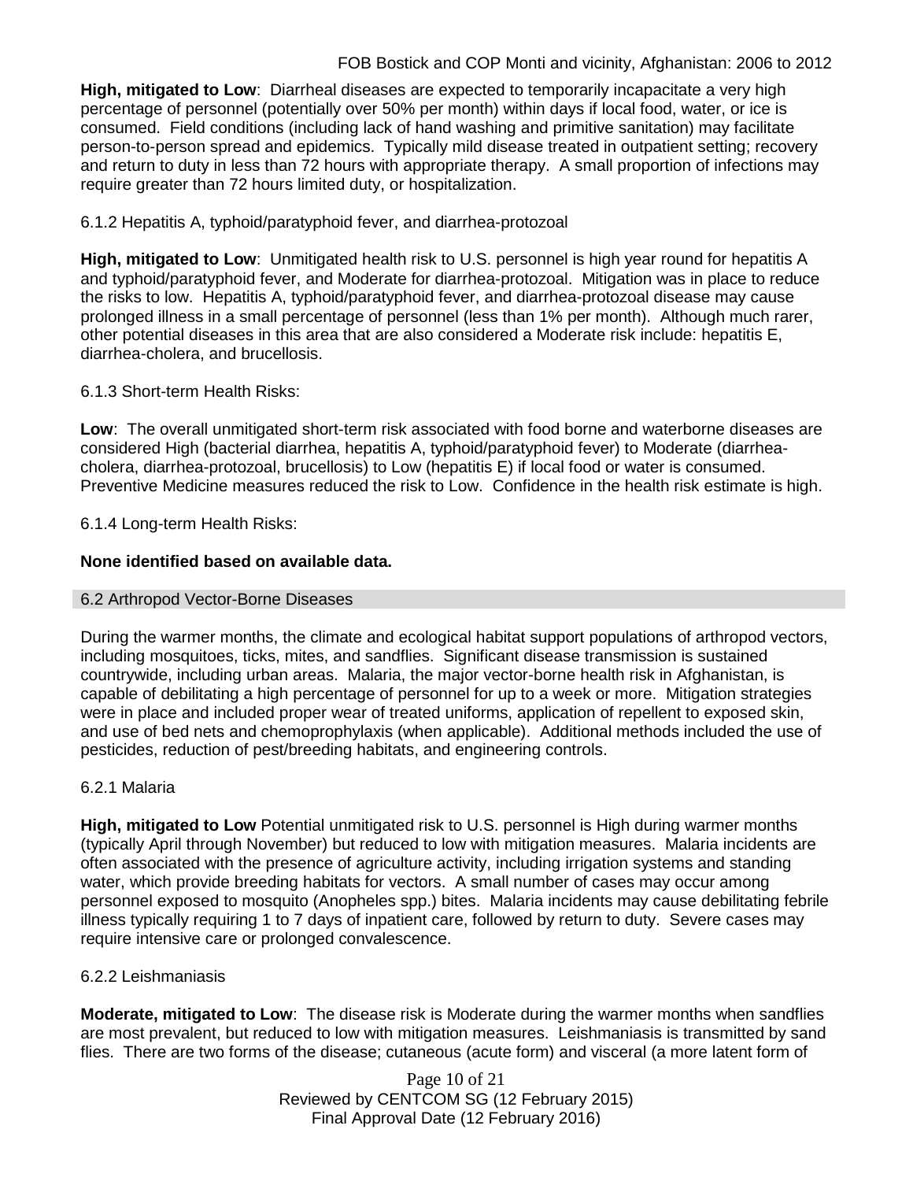**High, mitigated to Low**: Diarrheal diseases are expected to temporarily incapacitate a very high percentage of personnel (potentially over 50% per month) within days if local food, water, or ice is consumed. Field conditions (including lack of hand washing and primitive sanitation) may facilitate person-to-person spread and epidemics. Typically mild disease treated in outpatient setting; recovery and return to duty in less than 72 hours with appropriate therapy. A small proportion of infections may require greater than 72 hours limited duty, or hospitalization.

6.1.2 Hepatitis A, typhoid/paratyphoid fever, and diarrhea-protozoal

**High, mitigated to Low**: Unmitigated health risk to U.S. personnel is high year round for hepatitis A and typhoid/paratyphoid fever, and Moderate for diarrhea-protozoal. Mitigation was in place to reduce the risks to low. Hepatitis A, typhoid/paratyphoid fever, and diarrhea-protozoal disease may cause prolonged illness in a small percentage of personnel (less than 1% per month). Although much rarer, other potential diseases in this area that are also considered a Moderate risk include: hepatitis E, diarrhea-cholera, and brucellosis.

6.1.3 Short-term Health Risks:

**Low**: The overall unmitigated short-term risk associated with food borne and waterborne diseases are considered High (bacterial diarrhea, hepatitis A, typhoid/paratyphoid fever) to Moderate (diarrhea-cholera, diarrhea-protozoal, brucellosis) to Low (hepatitis E) if local food or water is consumed. Preventive Medicine measures reduced the risk to Low. Confidence in the health risk estimate is high.

6.1.4 Long-term Health Risks:

**None identified based on available data.**

## 6.2 Arthropod Vector-Borne Diseases

During the warmer months, the climate and ecological habitat support populations of arthropod vectors, including mosquitoes, ticks, mites, and sandflies. Significant disease transmission is sustained countrywide, including urban areas. Malaria, the major vector-borne health risk in Afghanistan, is capable of debilitating a high percentage of personnel for up to a week or more. Mitigation strategies were in place and included proper wear of treated uniforms, application of repellent to exposed skin, and use of bed nets and chemoprophylaxis (when applicable). Additional methods included the use of pesticides, reduction of pest/breeding habitats, and engineering controls.

6.2.1 Malaria

**High, mitigated to Low** Potential unmitigated risk to U.S. personnel is High during warmer months (typically April through November) but reduced to low with mitigation measures. Malaria incidents are often associated with the presence of agriculture activity, including irrigation systems and standing water, which provide breeding habitats for vectors. A small number of cases may occur among personnel exposed to mosquito (Anopheles spp.) bites. Malaria incidents may cause debilitating febrile illness typically requiring 1 to 7 days of inpatient care, followed by return to duty. Severe cases may require intensive care or prolonged convalescence.

6.2.2 Leishmaniasis

**Moderate, mitigated to Low**: The disease risk is Moderate during the warmer months when sandflies are most prevalent, but reduced to low with mitigation measures. Leishmaniasis is transmitted by sand flies. There are two forms of the disease; cutaneous (acute form) and visceral (a more latent form of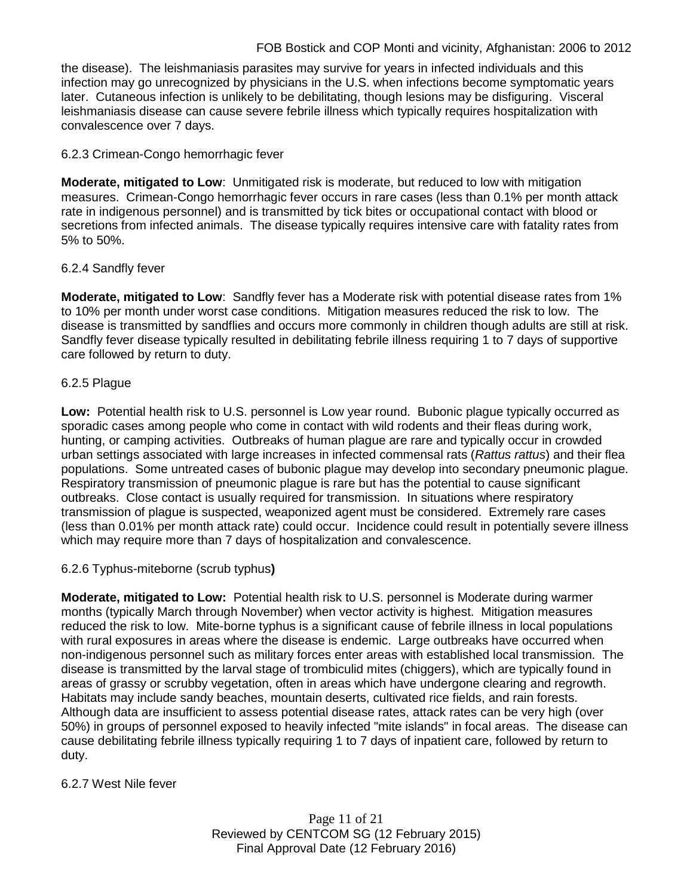the disease). The leishmaniasis parasites may survive for years in infected individuals and this infection may go unrecognized by physicians in the U.S. when infections become symptomatic years later. Cutaneous infection is unlikely to be debilitating, though lesions may be disfiguring. Visceral leishmaniasis disease can cause severe febrile illness which typically requires hospitalization with convalescence over 7 days.

### 6.2.3 Crimean-Congo hemorrhagic fever

**Moderate, mitigated to Low**: Unmitigated risk is moderate, but reduced to low with mitigation measures. Crimean-Congo hemorrhagic fever occurs in rare cases (less than 0.1% per month attack rate in indigenous personnel) and is transmitted by tick bites or occupational contact with blood or secretions from infected animals. The disease typically requires intensive care with fatality rates from 5% to 50%.

### 6.2.4 Sandfly fever

**Moderate, mitigated to Low**: Sandfly fever has a Moderate risk with potential disease rates from 1% to 10% per month under worst case conditions. Mitigation measures reduced the risk to low. The disease is transmitted by sandflies and occurs more commonly in children though adults are still at risk. Sandfly fever disease typically resulted in debilitating febrile illness requiring 1 to 7 days of supportive care followed by return to duty.

### 6.2.5 Plague

**Low:** Potential health risk to U.S. personnel is Low year round. Bubonic plague typically occurred as sporadic cases among people who come in contact with wild rodents and their fleas during work, hunting, or camping activities. Outbreaks of human plague are rare and typically occur in crowded urban settings associated with large increases in infected commensal rats (*Rattus rattus*) and their flea populations. Some untreated cases of bubonic plague may develop into secondary pneumonic plague. Respiratory transmission of pneumonic plague is rare but has the potential to cause significant outbreaks. Close contact is usually required for transmission. In situations where respiratory transmission of plague is suspected, weaponized agent must be considered. Extremely rare cases (less than 0.01% per month attack rate) could occur. Incidence could result in potentially severe illness which may require more than 7 days of hospitalization and convalescence.

### 6.2.6 Typhus-miteborne (scrub typhus)

**Moderate, mitigated to Low:** Potential health risk to U.S. personnel is Moderate during warmer months (typically March through November) when vector activity is highest. Mitigation measures reduced the risk to low. Mite-borne typhus is a significant cause of febrile illness in local populations with rural exposures in areas where the disease is endemic. Large outbreaks have occurred when non-indigenous personnel such as military forces enter areas with established local transmission. The disease is transmitted by the larval stage of trombiculid mites (chiggers), which are typically found in areas of grassy or scrubby vegetation, often in areas which have undergone clearing and regrowth. Habitats may include sandy beaches, mountain deserts, cultivated rice fields, and rain forests. Although data are insufficient to assess potential disease rates, attack rates can be very high (over 50%) in groups of personnel exposed to heavily infected "mite islands" in focal areas. The disease can cause debilitating febrile illness typically requiring 1 to 7 days of inpatient care, followed by return to duty.

### 6.2.7 West Nile fever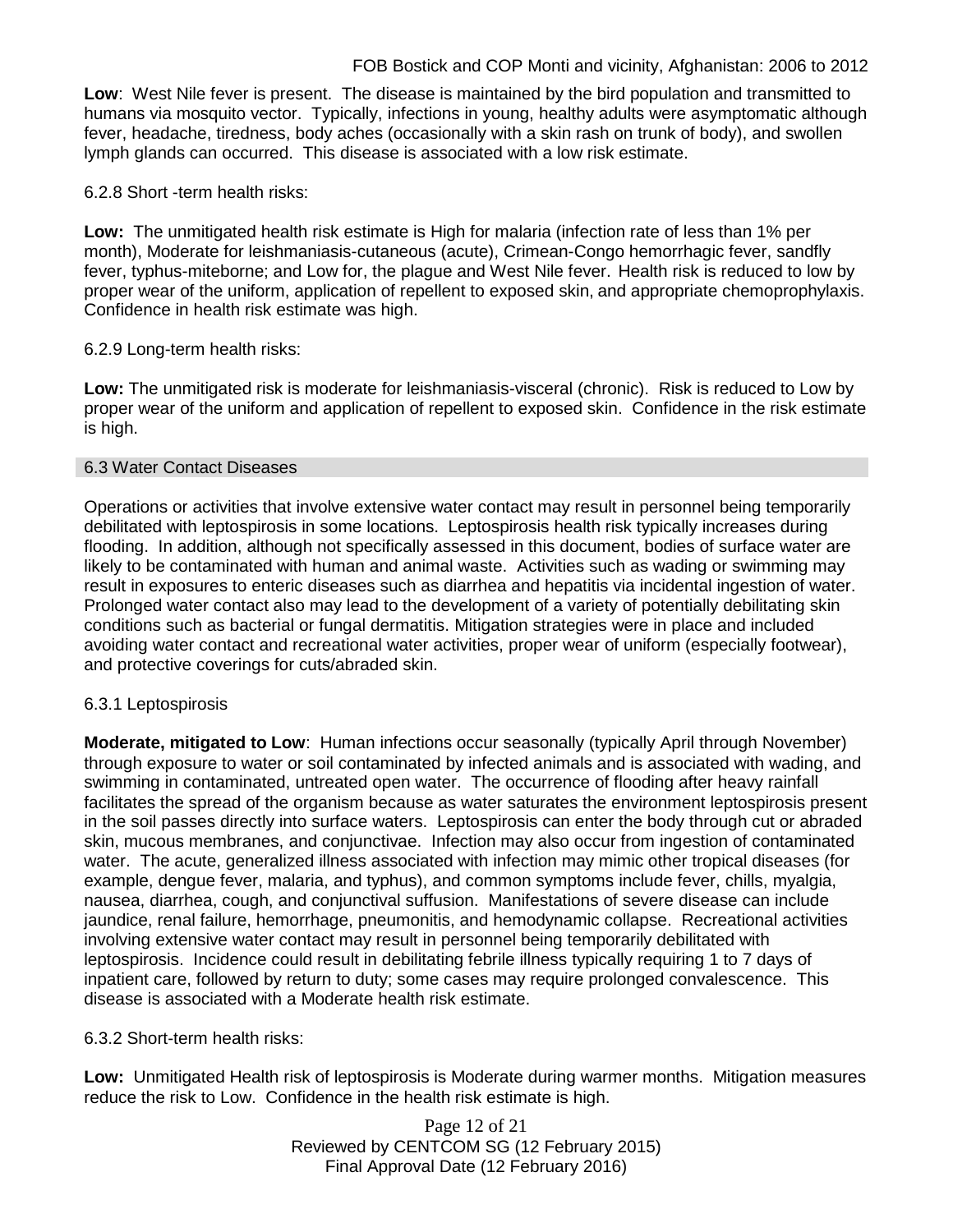**Low**: West Nile fever is present. The disease is maintained by the bird population and transmitted to humans via mosquito vector. Typically, infections in young, healthy adults were asymptomatic although fever, headache, tiredness, body aches (occasionally with a skin rash on trunk of body), and swollen lymph glands can occurred. This disease is associated with a low risk estimate.

6.2.8 Short -term health risks:

**Low:** The unmitigated health risk estimate is High for malaria (infection rate of less than 1% per month), Moderate for leishmaniasis-cutaneous (acute), Crimean-Congo hemorrhagic fever, sandfly fever, typhus-miteborne; and Low for, the plague and West Nile fever. Health risk is reduced to low by proper wear of the uniform, application of repellent to exposed skin, and appropriate chemoprophylaxis. Confidence in health risk estimate was high.

6.2.9 Long-term health risks:

**Low:** The unmitigated risk is moderate for leishmaniasis-visceral (chronic). Risk is reduced to Low by proper wear of the uniform and application of repellent to exposed skin. Confidence in the risk estimate is high.

## 6.3 Water Contact Diseases

Operations or activities that involve extensive water contact may result in personnel being temporarily debilitated with leptospirosis in some locations. Leptospirosis health risk typically increases during flooding. In addition, although not specifically assessed in this document, bodies of surface water are likely to be contaminated with human and animal waste. Activities such as wading or swimming may result in exposures to enteric diseases such as diarrhea and hepatitis via incidental ingestion of water. Prolonged water contact also may lead to the development of a variety of potentially debilitating skin conditions such as bacterial or fungal dermatitis. Mitigation strategies were in place and included avoiding water contact and recreational water activities, proper wear of uniform (especially footwear), and protective coverings for cuts/abraded skin.

6.3.1 Leptospirosis

**Moderate, mitigated to Low**: Human infections occur seasonally (typically April through November) through exposure to water or soil contaminated by infected animals and is associated with wading, and swimming in contaminated, untreated open water. The occurrence of flooding after heavy rainfall facilitates the spread of the organism because as water saturates the environment leptospirosis present in the soil passes directly into surface waters. Leptospirosis can enter the body through cut or abraded skin, mucous membranes, and conjunctivae. Infection may also occur from ingestion of contaminated water. The acute, generalized illness associated with infection may mimic other tropical diseases (for example, dengue fever, malaria, and typhus), and common symptoms include fever, chills, myalgia, nausea, diarrhea, cough, and conjunctival suffusion. Manifestations of severe disease can include jaundice, renal failure, hemorrhage, pneumonitis, and hemodynamic collapse. Recreational activities involving extensive water contact may result in personnel being temporarily debilitated with leptospirosis. Incidence could result in debilitating febrile illness typically requiring 1 to 7 days of inpatient care, followed by return to duty; some cases may require prolonged convalescence. This disease is associated with a Moderate health risk estimate.

6.3.2 Short-term health risks:

**Low:** Unmitigated Health risk of leptospirosis is Moderate during warmer months. Mitigation measures reduce the risk to Low. Confidence in the health risk estimate is high.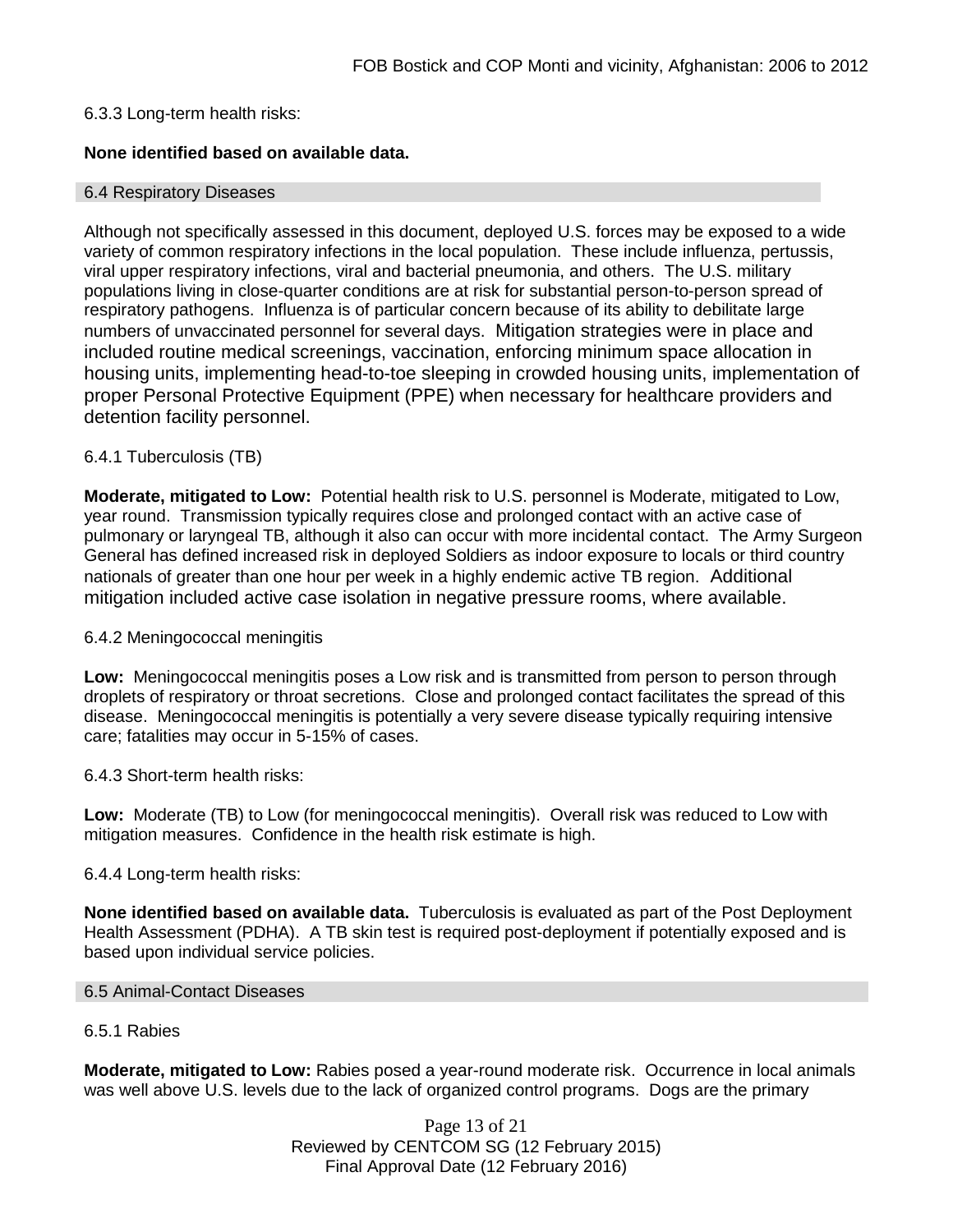6.3.3 Long-term health risks:

**None identified based on available data.**

## 6.4 Respiratory Diseases

Although not specifically assessed in this document, deployed U.S. forces may be exposed to a wide variety of common respiratory infections in the local population. These include influenza, pertussis, viral upper respiratory infections, viral and bacterial pneumonia, and others. The U.S. military populations living in close-quarter conditions are at risk for substantial person-to-person spread of respiratory pathogens. Influenza is of particular concern because of its ability to debilitate large numbers of unvaccinated personnel for several days. Mitigation strategies were in place and included routine medical screenings, vaccination, enforcing minimum space allocation in housing units, implementing head-to-toe sleeping in crowded housing units, implementation of proper Personal Protective Equipment (PPE) when necessary for healthcare providers and detention facility personnel.

6.4.1 Tuberculosis (TB)

**Moderate, mitigated to Low:** Potential health risk to U.S. personnel is Moderate, mitigated to Low, year round. Transmission typically requires close and prolonged contact with an active case of pulmonary or laryngeal TB, although it also can occur with more incidental contact. The Army Surgeon General has defined increased risk in deployed Soldiers as indoor exposure to locals or third country nationals of greater than one hour per week in a highly endemic active TB region. Additional mitigation included active case isolation in negative pressure rooms, where available.

6.4.2 Meningococcal meningitis

**Low:** Meningococcal meningitis poses a Low risk and is transmitted from person to person through droplets of respiratory or throat secretions. Close and prolonged contact facilitates the spread of this disease. Meningococcal meningitis is potentially a very severe disease typically requiring intensive care; fatalities may occur in 5-15% of cases.

6.4.3 Short-term health risks:

**Low:** Moderate (TB) to Low (for meningococcal meningitis). Overall risk was reduced to Low with mitigation measures. Confidence in the health risk estimate is high.

6.4.4 Long-term health risks:

**None identified based on available data.** Tuberculosis is evaluated as part of the Post Deployment Health Assessment (PDHA). A TB skin test is required post-deployment if potentially exposed and is based upon individual service policies.

## 6.5 Animal-Contact Diseases

6.5.1 Rabies

**Moderate, mitigated to Low:** Rabies posed a year-round moderate risk. Occurrence in local animals was well above U.S. levels due to the lack of organized control programs. Dogs are the primary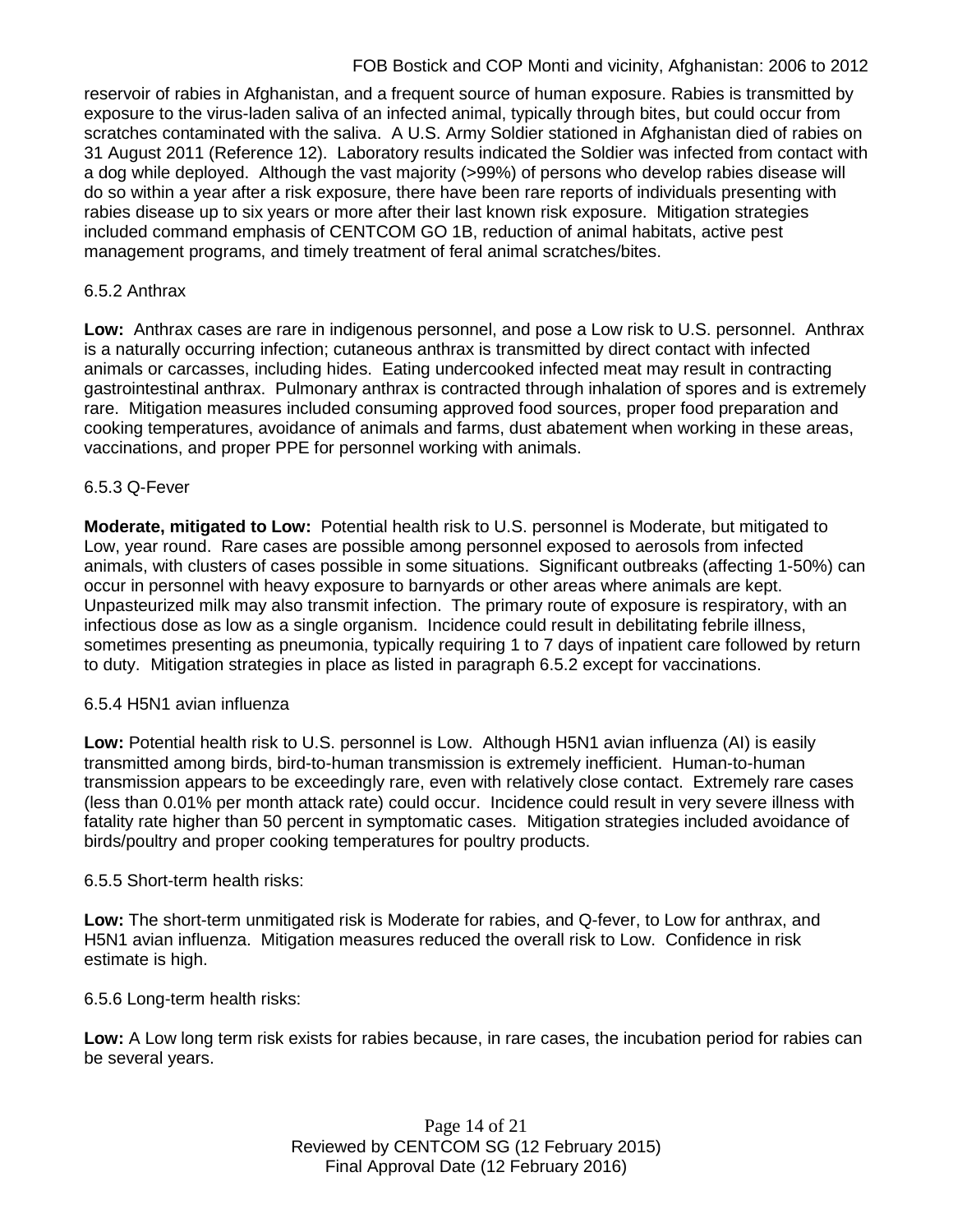reservoir of rabies in Afghanistan, and a frequent source of human exposure. Rabies is transmitted by exposure to the virus-laden saliva of an infected animal, typically through bites, but could occur from scratches contaminated with the saliva. A U.S. Army Soldier stationed in Afghanistan died of rabies on 31 August 2011 (Reference 12). Laboratory results indicated the Soldier was infected from contact with a dog while deployed. Although the vast majority (>99%) of persons who develop rabies disease will do so within a year after a risk exposure, there have been rare reports of individuals presenting with rabies disease up to six years or more after their last known risk exposure. Mitigation strategies included command emphasis of CENTCOM GO 1B, reduction of animal habitats, active pest management programs, and timely treatment of feral animal scratches/bites.

6.5.2 Anthrax

**Low:** Anthrax cases are rare in indigenous personnel, and pose a Low risk to U.S. personnel. Anthrax is a naturally occurring infection; cutaneous anthrax is transmitted by direct contact with infected animals or carcasses, including hides. Eating undercooked infected meat may result in contracting gastrointestinal anthrax. Pulmonary anthrax is contracted through inhalation of spores and is extremely rare. Mitigation measures included consuming approved food sources, proper food preparation and cooking temperatures, avoidance of animals and farms, dust abatement when working in these areas, vaccinations, and proper PPE for personnel working with animals.

6.5.3 Q-Fever

**Moderate, mitigated to Low:** Potential health risk to U.S. personnel is Moderate, but mitigated to Low, year round. Rare cases are possible among personnel exposed to aerosols from infected animals, with clusters of cases possible in some situations. Significant outbreaks (affecting 1-50%) can occur in personnel with heavy exposure to barnyards or other areas where animals are kept. Unpasteurized milk may also transmit infection. The primary route of exposure is respiratory, with an infectious dose as low as a single organism. Incidence could result in debilitating febrile illness, sometimes presenting as pneumonia, typically requiring 1 to 7 days of inpatient care followed by return to duty. Mitigation strategies in place as listed in paragraph 6.5.2 except for vaccinations.

6.5.4 H5N1 avian influenza

**Low:** Potential health risk to U.S. personnel is Low. Although H5N1 avian influenza (AI) is easily transmitted among birds, bird-to-human transmission is extremely inefficient. Human-to-human transmission appears to be exceedingly rare, even with relatively close contact. Extremely rare cases (less than 0.01% per month attack rate) could occur. Incidence could result in very severe illness with fatality rate higher than 50 percent in symptomatic cases. Mitigation strategies included avoidance of birds/poultry and proper cooking temperatures for poultry products.

6.5.5 Short-term health risks:

**Low:** The short-term unmitigated risk is Moderate for rabies, and Q-fever, to Low for anthrax, and H5N1 avian influenza. Mitigation measures reduced the overall risk to Low. Confidence in risk estimate is high.

6.5.6 Long-term health risks:

**Low:** A Low long term risk exists for rabies because, in rare cases, the incubation period for rabies can be several years.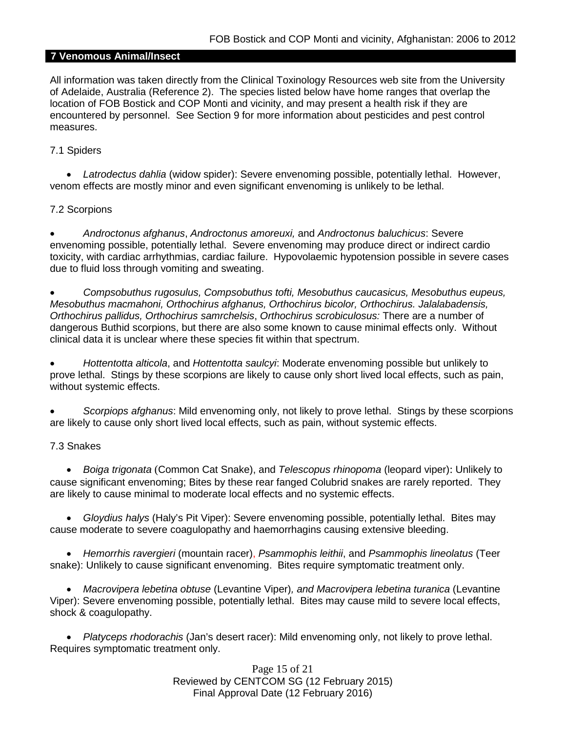## 7 Venomous Animal/Insect

All information was taken directly from the Clinical Toxinology Resources web site from the University of Adelaide, Australia (Reference 2). The species listed below have home ranges that overlap the location of FOB Bostick and COP Monti and vicinity, and may present a health risk if they are encountered by personnel. See Section 9 for more information about pesticides and pest control measures.

### 7.1 Spiders

- *Latrodectus dahlia* (widow spider): Severe envenoming possible, potentially lethal. However, venom effects are mostly minor and even significant envenoming is unlikely to be lethal.

### 7.2 Scorpions

- *Androctonus afghanus*, *Androctonus amoreuxi,* and *Androctonus baluchicus*: Severe envenoming possible, potentially lethal. Severe envenoming may produce direct or indirect cardio toxicity, with cardiac arrhythmias, cardiac failure. Hypovolaemic hypotension possible in severe cases due to fluid loss through vomiting and sweating.

- *Compsobuthus rugosulus, Compsobuthus tofti, Mesobuthus caucasicus, Mesobuthus eupeus, Mesobuthus macmahoni, Orthochirus afghanus, Orthochirus bicolor, Orthochirus. Jalalabadensis, Orthochirus pallidus, Orthochirus samrchelsis*, *Orthochirus scrobiculosus:* There are a number of dangerous Buthid scorpions, but there are also some known to cause minimal effects only. Without clinical data it is unclear where these species fit within that spectrum.

- *Hottentotta alticola*, and *Hottentotta saulcyi*: Moderate envenoming possible but unlikely to prove lethal. Stings by these scorpions are likely to cause only short lived local effects, such as pain, without systemic effects.

- *Scorpiops afghanus*: Mild envenoming only, not likely to prove lethal. Stings by these scorpions are likely to cause only short lived local effects, such as pain, without systemic effects.

### 7.3 Snakes

- *Boiga trigonata* (Common Cat Snake), and *Telescopus rhinopoma* (leopard viper): Unlikely to cause significant envenoming; Bites by these rear fanged Colubrid snakes are rarely reported. They are likely to cause minimal to moderate local effects and no systemic effects.

- *Gloydius halys* (Haly's Pit Viper): Severe envenoming possible, potentially lethal. Bites may cause moderate to severe coagulopathy and haemorrhagins causing extensive bleeding.

- *Hemorrhis ravergieri* (mountain racer), *Psammophis leithii*, and *Psammophis lineolatus* (Teer snake): Unlikely to cause significant envenoming. Bites require symptomatic treatment only.

- *Macrovipera lebetina obtuse* (Levantine Viper)*, and Macrovipera lebetina turanica* (Levantine Viper): Severe envenoming possible, potentially lethal. Bites may cause mild to severe local effects, shock & coagulopathy.

- *Platyceps rhodorachis* (Jan's desert racer): Mild envenoming only, not likely to prove lethal. Requires symptomatic treatment only.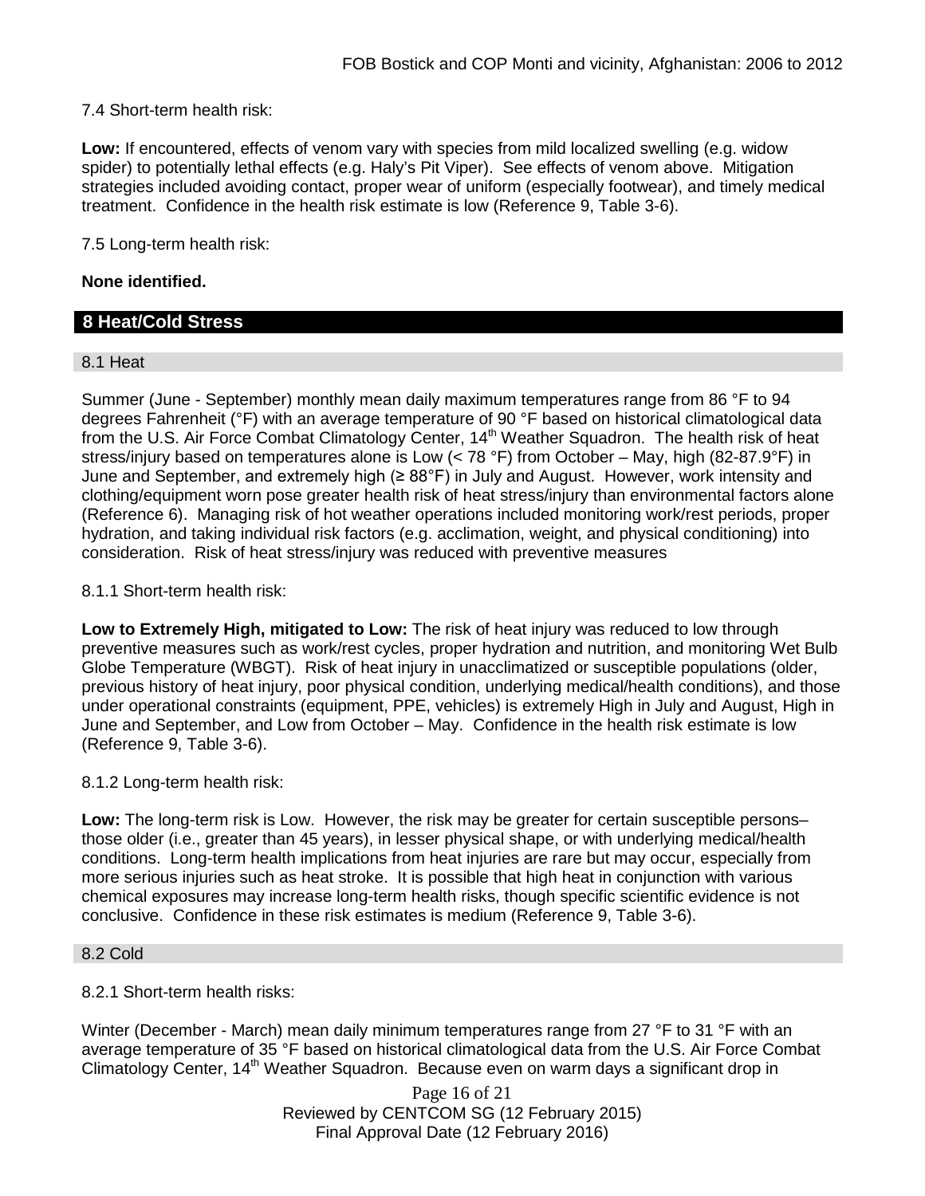7.4 Short-term health risk:

**Low:** If encountered, effects of venom vary with species from mild localized swelling (e.g. widow spider) to potentially lethal effects (e.g. Haly's Pit Viper). See effects of venom above. Mitigation strategies included avoiding contact, proper wear of uniform (especially footwear), and timely medical treatment. Confidence in the health risk estimate is low (Reference 9, Table 3-6).

7.5 Long-term health risk:

**None identified.**

## 8 Heat/Cold Stress

### 8.1 Heat

Summer (June - September) monthly mean daily maximum temperatures range from 86 °F to 94 degrees Fahrenheit (°F) with an average temperature of 90 °F based on historical climatological data from the U.S. Air Force Combat Climatology Center, 14th Weather Squadron. The health risk of heat stress/injury based on temperatures alone is Low (< 78 °F) from October – May, high (82-87.9°F) in June and September, and extremely high (≥ 88°F) in July and August. However, work intensity and clothing/equipment worn pose greater health risk of heat stress/injury than environmental factors alone (Reference 6). Managing risk of hot weather operations included monitoring work/rest periods, proper hydration, and taking individual risk factors (e.g. acclimation, weight, and physical conditioning) into consideration. Risk of heat stress/injury was reduced with preventive measures

8.1.1 Short-term health risk:

**Low to Extremely High, mitigated to Low:** The risk of heat injury was reduced to low through preventive measures such as work/rest cycles, proper hydration and nutrition, and monitoring Wet Bulb Globe Temperature (WBGT). Risk of heat injury in unacclimatized or susceptible populations (older, previous history of heat injury, poor physical condition, underlying medical/health conditions), and those under operational constraints (equipment, PPE, vehicles) is extremely High in July and August, High in June and September, and Low from October – May. Confidence in the health risk estimate is low (Reference 9, Table 3-6).

8.1.2 Long-term health risk:

**Low:** The long-term risk is Low. However, the risk may be greater for certain susceptible persons– those older (i.e., greater than 45 years), in lesser physical shape, or with underlying medical/health conditions. Long-term health implications from heat injuries are rare but may occur, especially from more serious injuries such as heat stroke. It is possible that high heat in conjunction with various chemical exposures may increase long-term health risks, though specific scientific evidence is not conclusive. Confidence in these risk estimates is medium (Reference 9, Table 3-6).

### 8.2 Cold

8.2.1 Short-term health risks:

Winter (December - March) mean daily minimum temperatures range from 27 °F to 31 °F with an average temperature of 35 °F based on historical climatological data from the U.S. Air Force Combat Climatology Center, 14th Weather Squadron. Because even on warm days a significant drop in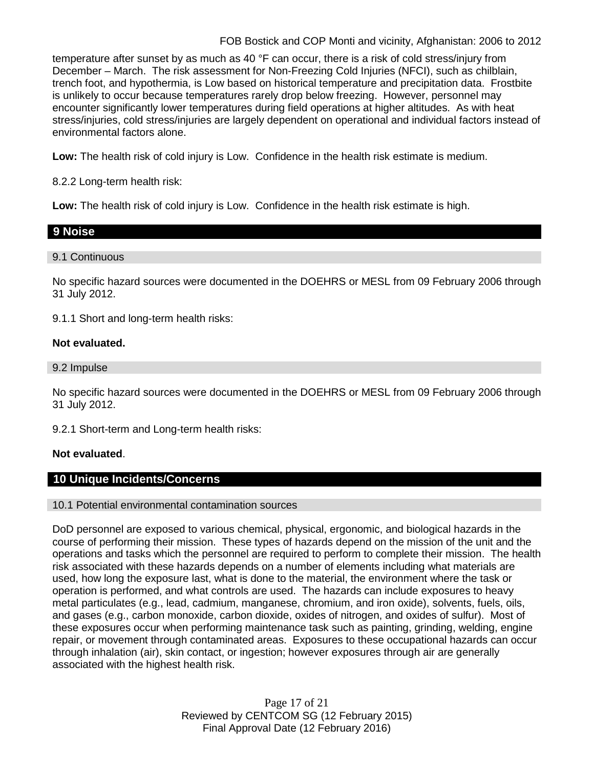temperature after sunset by as much as 40 °F can occur, there is a risk of cold stress/injury from December – March. The risk assessment for Non-Freezing Cold Injuries (NFCI), such as chilblain, trench foot, and hypothermia, is Low based on historical temperature and precipitation data. Frostbite is unlikely to occur because temperatures rarely drop below freezing. However, personnel may encounter significantly lower temperatures during field operations at higher altitudes. As with heat stress/injuries, cold stress/injuries are largely dependent on operational and individual factors instead of environmental factors alone.

**Low:** The health risk of cold injury is Low. Confidence in the health risk estimate is medium.

8.2.2 Long-term health risk:

**Low:** The health risk of cold injury is Low. Confidence in the health risk estimate is high.

## 9 Noise

### 9.1 Continuous

No specific hazard sources were documented in the DOEHRS or MESL from 09 February 2006 through 31 July 2012.

9.1.1 Short and long-term health risks:

**Not evaluated.**

### 9.2 Impulse

No specific hazard sources were documented in the DOEHRS or MESL from 09 February 2006 through 31 July 2012.

9.2.1 Short-term and Long-term health risks:

**Not evaluated**.

## 10 Unique Incidents/Concerns

### 10.1 Potential environmental contamination sources

DoD personnel are exposed to various chemical, physical, ergonomic, and biological hazards in the course of performing their mission. These types of hazards depend on the mission of the unit and the operations and tasks which the personnel are required to perform to complete their mission. The health risk associated with these hazards depends on a number of elements including what materials are used, how long the exposure last, what is done to the material, the environment where the task or operation is performed, and what controls are used. The hazards can include exposures to heavy metal particulates (e.g., lead, cadmium, manganese, chromium, and iron oxide), solvents, fuels, oils, and gases (e.g., carbon monoxide, carbon dioxide, oxides of nitrogen, and oxides of sulfur). Most of these exposures occur when performing maintenance task such as painting, grinding, welding, engine repair, or movement through contaminated areas. Exposures to these occupational hazards can occur through inhalation (air), skin contact, or ingestion; however exposures through air are generally associated with the highest health risk.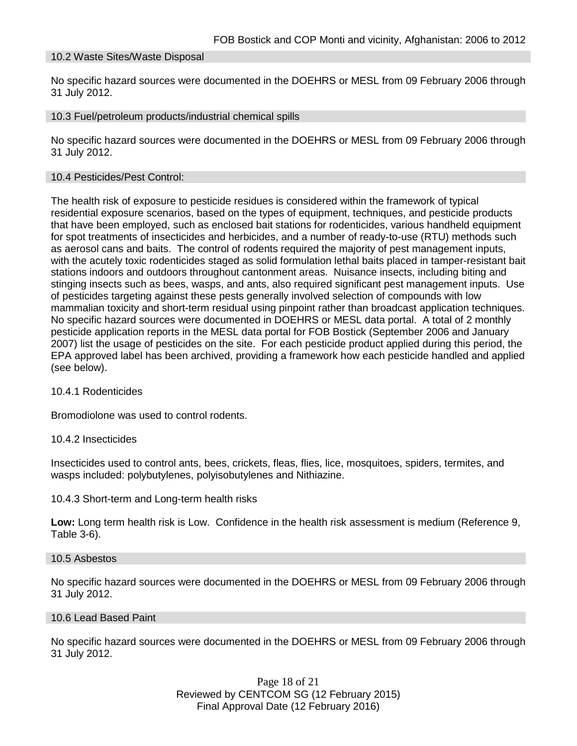## 10.2 Waste Sites/Waste Disposal

No specific hazard sources were documented in the DOEHRS or MESL from 09 February 2006 through 31 July 2012.

## 10.3 Fuel/petroleum products/industrial chemical spills

No specific hazard sources were documented in the DOEHRS or MESL from 09 February 2006 through 31 July 2012.

## 10.4 Pesticides/Pest Control:

The health risk of exposure to pesticide residues is considered within the framework of typical residential exposure scenarios, based on the types of equipment, techniques, and pesticide products that have been employed, such as enclosed bait stations for rodenticides, various handheld equipment for spot treatments of insecticides and herbicides, and a number of ready-to-use (RTU) methods such as aerosol cans and baits. The control of rodents required the majority of pest management inputs, with the acutely toxic rodenticides staged as solid formulation lethal baits placed in tamper-resistant bait stations indoors and outdoors throughout cantonment areas. Nuisance insects, including biting and stinging insects such as bees, wasps, and ants, also required significant pest management inputs. Use of pesticides targeting against these pests generally involved selection of compounds with low mammalian toxicity and short-term residual using pinpoint rather than broadcast application techniques. No specific hazard sources were documented in DOEHRS or MESL data portal. A total of 2 monthly pesticide application reports in the MESL data portal for FOB Bostick (September 2006 and January 2007) list the usage of pesticides on the site. For each pesticide product applied during this period, the EPA approved label has been archived, providing a framework how each pesticide handled and applied (see below).

### 10.4.1 Rodenticides

Bromodiolone was used to control rodents.

### 10.4.2 Insecticides

Insecticides used to control ants, bees, crickets, fleas, flies, lice, mosquitoes, spiders, termites, and wasps included: polybutylenes, polyisobutylenes and Nithiazine.

### 10.4.3 Short-term and Long-term health risks

**Low:** Long term health risk is Low. Confidence in the health risk assessment is medium (Reference 9, Table 3-6).

## 10.5 Asbestos

No specific hazard sources were documented in the DOEHRS or MESL from 09 February 2006 through 31 July 2012.

## 10.6 Lead Based Paint

No specific hazard sources were documented in the DOEHRS or MESL from 09 February 2006 through 31 July 2012.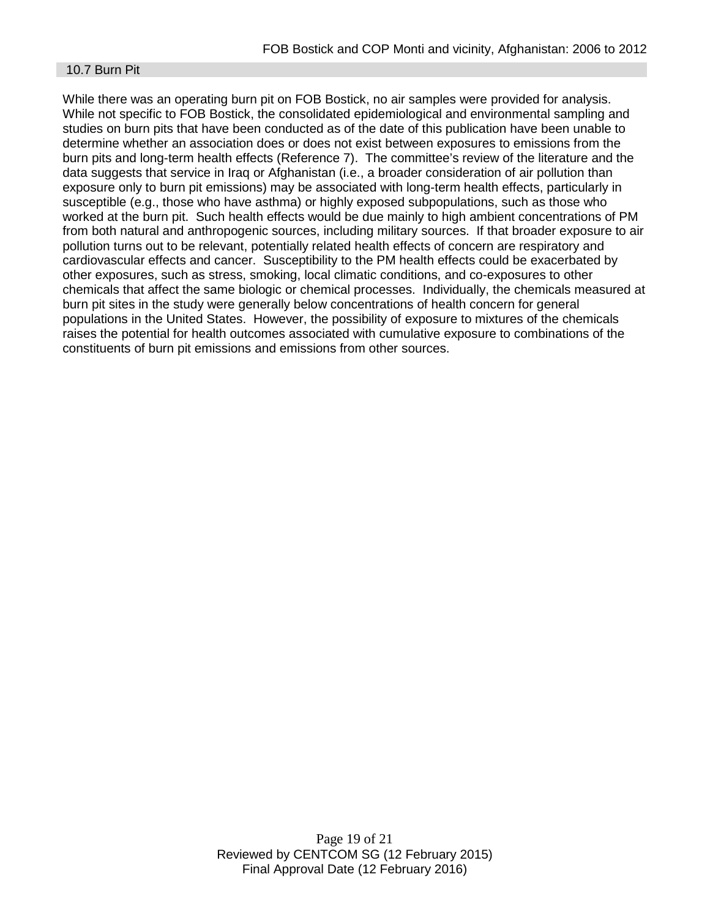## 10.7 Burn Pit

While there was an operating burn pit on FOB Bostick, no air samples were provided for analysis. While not specific to FOB Bostick, the consolidated epidemiological and environmental sampling and studies on burn pits that have been conducted as of the date of this publication have been unable to determine whether an association does or does not exist between exposures to emissions from the burn pits and long-term health effects (Reference 7). The committee's review of the literature and the data suggests that service in Iraq or Afghanistan (i.e., a broader consideration of air pollution than exposure only to burn pit emissions) may be associated with long-term health effects, particularly in susceptible (e.g., those who have asthma) or highly exposed subpopulations, such as those who worked at the burn pit. Such health effects would be due mainly to high ambient concentrations of PM from both natural and anthropogenic sources, including military sources. If that broader exposure to air pollution turns out to be relevant, potentially related health effects of concern are respiratory and cardiovascular effects and cancer. Susceptibility to the PM health effects could be exacerbated by other exposures, such as stress, smoking, local climatic conditions, and co-exposures to other chemicals that affect the same biologic or chemical processes. Individually, the chemicals measured at burn pit sites in the study were generally below concentrations of health concern for general populations in the United States. However, the possibility of exposure to mixtures of the chemicals raises the potential for health outcomes associated with cumulative exposure to combinations of the constituents of burn pit emissions and emissions from other sources.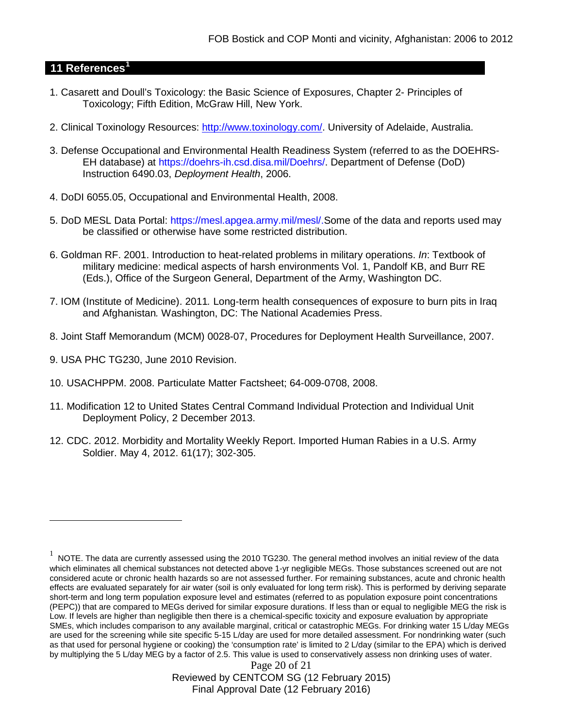## 11 References[1]

1. Casarett and Doull's Toxicology: the Basic Science of Exposures, Chapter 2- Principles of Toxicology; Fifth Edition, McGraw Hill, New York.

2. Clinical Toxinology Resources: http://www.toxinology.com/. University of Adelaide, Australia.

3. Defense Occupational and Environmental Health Readiness System (referred to as the DOEHRS-EH database) at https://doehrs-ih.csd.disa.mil/Doehrs/. Department of Defense (DoD) Instruction 6490.03, *Deployment Health*, 2006.

4. DoDI 6055.05, Occupational and Environmental Health, 2008.

5. DoD MESL Data Portal: https://mesl.apgea.army.mil/mesl/.Some of the data and reports used may be classified or otherwise have some restricted distribution.

6. Goldman RF. 2001. Introduction to heat-related problems in military operations. *In*: Textbook of military medicine: medical aspects of harsh environments Vol. 1, Pandolf KB, and Burr RE (Eds.), Office of the Surgeon General, Department of the Army, Washington DC.

7. IOM (Institute of Medicine). 2011*.* Long-term health consequences of exposure to burn pits in Iraq and Afghanistan*.* Washington, DC: The National Academies Press.

8. Joint Staff Memorandum (MCM) 0028-07, Procedures for Deployment Health Surveillance, 2007.

9. USA PHC TG230, June 2010 Revision.

10. USACHPPM. 2008. Particulate Matter Factsheet; 64-009-0708, 2008.

11. Modification 12 to United States Central Command Individual Protection and Individual Unit Deployment Policy, 2 December 2013.

12. CDC. 2012. Morbidity and Mortality Weekly Report. Imported Human Rabies in a U.S. Army Soldier. May 4, 2012. 61(17); 302-305.

---

[1] NOTE. The data are currently assessed using the 2010 TG230. The general method involves an initial review of the data which eliminates all chemical substances not detected above 1-yr negligible MEGs. Those substances screened out are not considered acute or chronic health hazards so are not assessed further. For remaining substances, acute and chronic health effects are evaluated separately for air water (soil is only evaluated for long term risk). This is performed by deriving separate short-term and long term population exposure level and estimates (referred to as population exposure point concentrations (PEPC)) that are compared to MEGs derived for similar exposure durations. If less than or equal to negligible MEG the risk is Low. If levels are higher than negligible then there is a chemical-specific toxicity and exposure evaluation by appropriate SMEs, which includes comparison to any available marginal, critical or catastrophic MEGs. For drinking water 15 L/day MEGs are used for the screening while site specific 5-15 L/day are used for more detailed assessment. For nondrinking water (such as that used for personal hygiene or cooking) the 'consumption rate' is limited to 2 L/day (similar to the EPA) which is derived by multiplying the 5 L/day MEG by a factor of 2.5. This value is used to conservatively assess non drinking uses of water.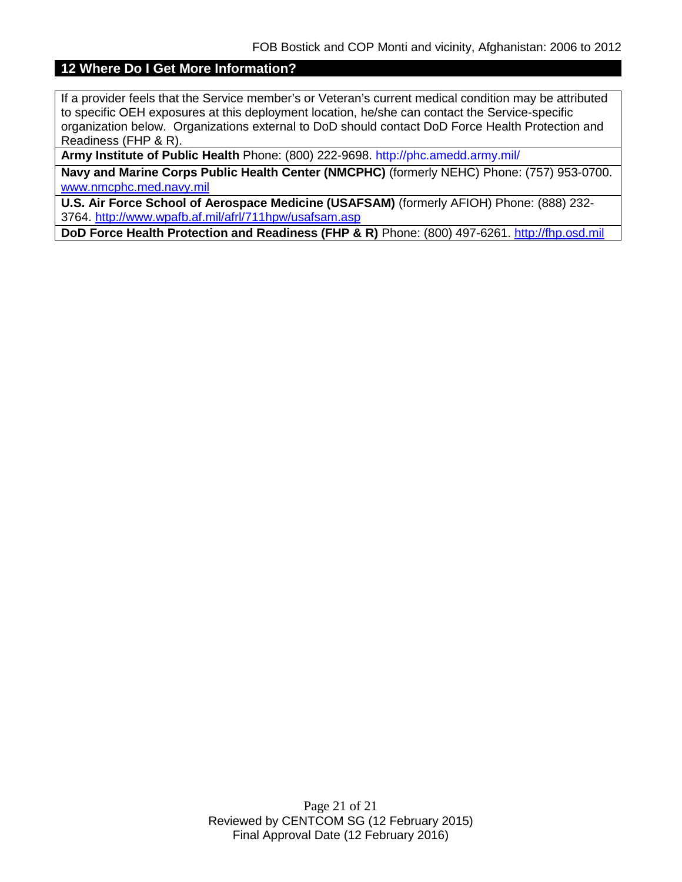## 12 Where Do I Get More Information?

| |
|---|
| If a provider feels that the Service member's or Veteran's current medical condition may be attributed to specific OEH exposures at this deployment location, he/she can contact the Service-specific organization below. Organizations external to DoD should contact DoD Force Health Protection and Readiness (FHP & R). |
| **Army Institute of Public Health** Phone: (800) 222-9698. http://phc.amedd.army.mil/ |
| **Navy and Marine Corps Public Health Center (NMCPHC)** (formerly NEHC) Phone: (757) 953-0700. www.nmcphc.med.navy.mil |
| **U.S. Air Force School of Aerospace Medicine (USAFSAM)** (formerly AFIOH) Phone: (888) 232-3764. http://www.wpafb.af.mil/afrl/711hpw/usafsam.asp |
| **DoD Force Health Protection and Readiness (FHP & R)** Phone: (800) 497-6261. http://fhp.osd.mil |

Reviewed by CENTCOM SG (12 February 2015)
Final Approval Date (12 February 2016)